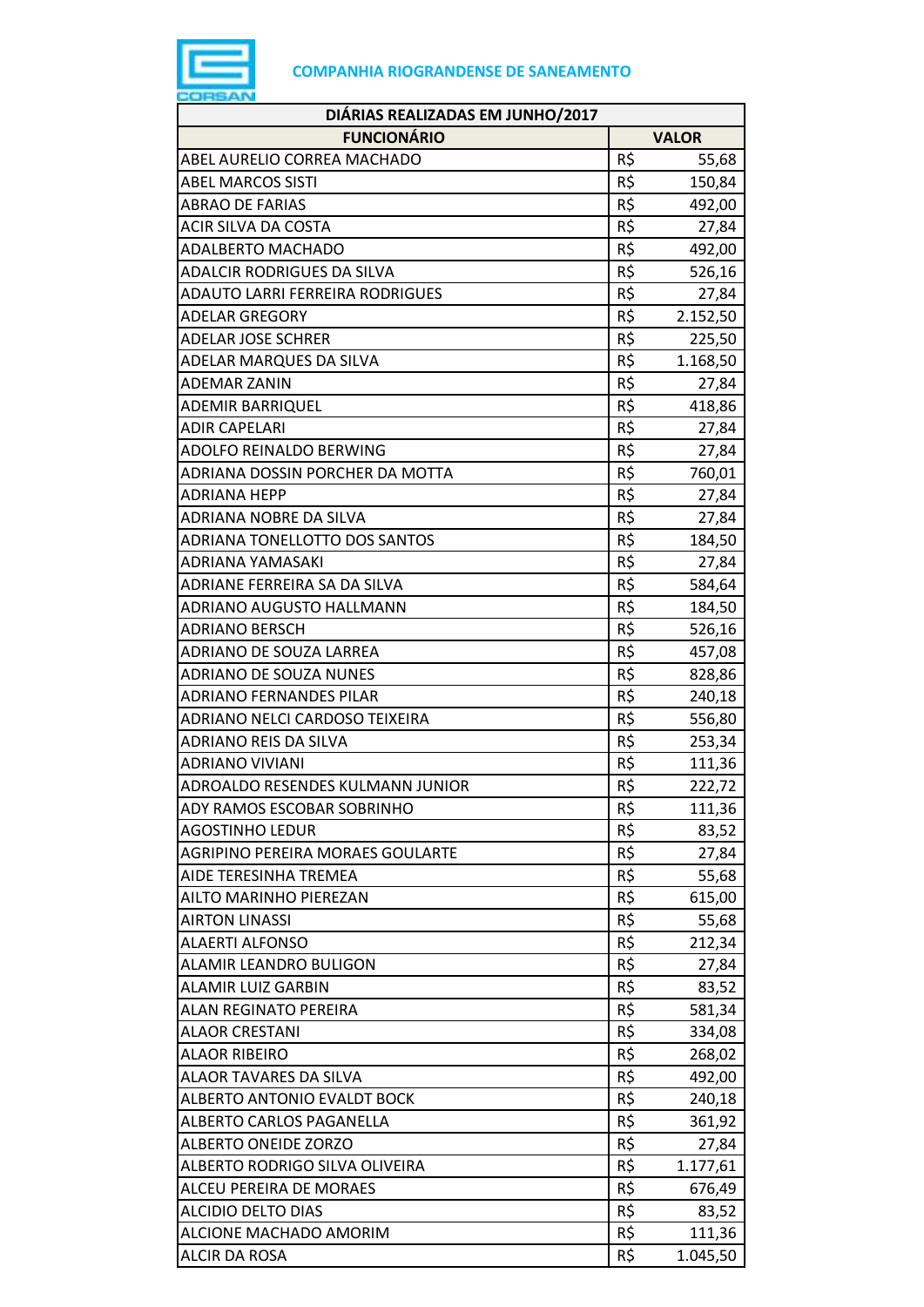**COMPANHIA RIOGRANDENSE DE SANEAMENTO**

| DIÁRIAS REALIZADAS EM JUNHO/2017 | | |
|---|---|---|
| **FUNCIONÁRIO** | **VALOR** | |
| ABEL AURELIO CORREA MACHADO | R$ | 55,68 |
| ABEL MARCOS SISTI | R$ | 150,84 |
| ABRAO DE FARIAS | R$ | 492,00 |
| ACIR SILVA DA COSTA | R$ | 27,84 |
| ADALBERTO MACHADO | R$ | 492,00 |
| ADALCIR RODRIGUES DA SILVA | R$ | 526,16 |
| ADAUTO LARRI FERREIRA RODRIGUES | R$ | 27,84 |
| ADELAR GREGORY | R$ | 2.152,50 |
| ADELAR JOSE SCHRER | R$ | 225,50 |
| ADELAR MARQUES DA SILVA | R$ | 1.168,50 |
| ADEMAR ZANIN | R$ | 27,84 |
| ADEMIR BARRIQUEL | R$ | 418,86 |
| ADIR CAPELARI | R$ | 27,84 |
| ADOLFO REINALDO BERWING | R$ | 27,84 |
| ADRIANA DOSSIN PORCHER DA MOTTA | R$ | 760,01 |
| ADRIANA HEPP | R$ | 27,84 |
| ADRIANA NOBRE DA SILVA | R$ | 27,84 |
| ADRIANA TONELLOTTO DOS SANTOS | R$ | 184,50 |
| ADRIANA YAMASAKI | R$ | 27,84 |
| ADRIANE FERREIRA SA DA SILVA | R$ | 584,64 |
| ADRIANO AUGUSTO HALLMANN | R$ | 184,50 |
| ADRIANO BERSCH | R$ | 526,16 |
| ADRIANO DE SOUZA LARREA | R$ | 457,08 |
| ADRIANO DE SOUZA NUNES | R$ | 828,86 |
| ADRIANO FERNANDES PILAR | R$ | 240,18 |
| ADRIANO NELCI CARDOSO TEIXEIRA | R$ | 556,80 |
| ADRIANO REIS DA SILVA | R$ | 253,34 |
| ADRIANO VIVIANI | R$ | 111,36 |
| ADROALDO RESENDES KULMANN JUNIOR | R$ | 222,72 |
| ADY RAMOS ESCOBAR SOBRINHO | R$ | 111,36 |
| AGOSTINHO LEDUR | R$ | 83,52 |
| AGRIPINO PEREIRA MORAES GOULARTE | R$ | 27,84 |
| AIDE TERESINHA TREMEA | R$ | 55,68 |
| AILTO MARINHO PIEREZAN | R$ | 615,00 |
| AIRTON LINASSI | R$ | 55,68 |
| ALAERTI ALFONSO | R$ | 212,34 |
| ALAMIR LEANDRO BULIGON | R$ | 27,84 |
| ALAMIR LUIZ GARBIN | R$ | 83,52 |
| ALAN REGINATO PEREIRA | R$ | 581,34 |
| ALAOR CRESTANI | R$ | 334,08 |
| ALAOR RIBEIRO | R$ | 268,02 |
| ALAOR TAVARES DA SILVA | R$ | 492,00 |
| ALBERTO ANTONIO EVALDT BOCK | R$ | 240,18 |
| ALBERTO CARLOS PAGANELLA | R$ | 361,92 |
| ALBERTO ONEIDE ZORZO | R$ | 27,84 |
| ALBERTO RODRIGO SILVA OLIVEIRA | R$ | 1.177,61 |
| ALCEU PEREIRA DE MORAES | R$ | 676,49 |
| ALCIDIO DELTO DIAS | R$ | 83,52 |
| ALCIONE MACHADO AMORIM | R$ | 111,36 |
| ALCIR DA ROSA | R$ | 1.045,50 |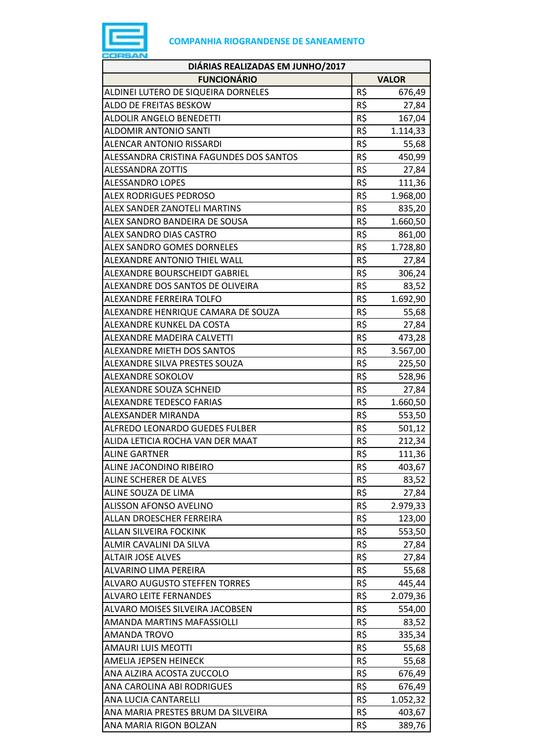**COMPANHIA RIOGRANDENSE DE SANEAMENTO**

| DIÁRIAS REALIZADAS EM JUNHO/2017 | | |
|---|---|---|
| **FUNCIONÁRIO** | **VALOR** | |
| ALDINEI LUTERO DE SIQUEIRA DORNELES | R$ | 676,49 |
| ALDO DE FREITAS BESKOW | R$ | 27,84 |
| ALDOLIR ANGELO BENEDETTI | R$ | 167,04 |
| ALDOMIR ANTONIO SANTI | R$ | 1.114,33 |
| ALENCAR ANTONIO RISSARDI | R$ | 55,68 |
| ALESSANDRA CRISTINA FAGUNDES DOS SANTOS | R$ | 450,99 |
| ALESSANDRA ZOTTIS | R$ | 27,84 |
| ALESSANDRO LOPES | R$ | 111,36 |
| ALEX RODRIGUES PEDROSO | R$ | 1.968,00 |
| ALEX SANDER ZANOTELI MARTINS | R$ | 835,20 |
| ALEX SANDRO BANDEIRA DE SOUSA | R$ | 1.660,50 |
| ALEX SANDRO DIAS CASTRO | R$ | 861,00 |
| ALEX SANDRO GOMES DORNELES | R$ | 1.728,80 |
| ALEXANDRE ANTONIO THIEL WALL | R$ | 27,84 |
| ALEXANDRE BOURSCHEIDT GABRIEL | R$ | 306,24 |
| ALEXANDRE DOS SANTOS DE OLIVEIRA | R$ | 83,52 |
| ALEXANDRE FERREIRA TOLFO | R$ | 1.692,90 |
| ALEXANDRE HENRIQUE CAMARA DE SOUZA | R$ | 55,68 |
| ALEXANDRE KUNKEL DA COSTA | R$ | 27,84 |
| ALEXANDRE MADEIRA CALVETTI | R$ | 473,28 |
| ALEXANDRE MIETH DOS SANTOS | R$ | 3.567,00 |
| ALEXANDRE SILVA PRESTES SOUZA | R$ | 225,50 |
| ALEXANDRE SOKOLOV | R$ | 528,96 |
| ALEXANDRE SOUZA SCHNEID | R$ | 27,84 |
| ALEXANDRE TEDESCO FARIAS | R$ | 1.660,50 |
| ALEXSANDER MIRANDA | R$ | 553,50 |
| ALFREDO LEONARDO GUEDES FULBER | R$ | 501,12 |
| ALIDA LETICIA ROCHA VAN DER MAAT | R$ | 212,34 |
| ALINE GARTNER | R$ | 111,36 |
| ALINE JACONDINO RIBEIRO | R$ | 403,67 |
| ALINE SCHERER DE ALVES | R$ | 83,52 |
| ALINE SOUZA DE LIMA | R$ | 27,84 |
| ALISSON AFONSO AVELINO | R$ | 2.979,33 |
| ALLAN DROESCHER FERREIRA | R$ | 123,00 |
| ALLAN SILVEIRA FOCKINK | R$ | 553,50 |
| ALMIR CAVALINI DA SILVA | R$ | 27,84 |
| ALTAIR JOSE ALVES | R$ | 27,84 |
| ALVARINO LIMA PEREIRA | R$ | 55,68 |
| ALVARO AUGUSTO STEFFEN TORRES | R$ | 445,44 |
| ALVARO LEITE FERNANDES | R$ | 2.079,36 |
| ALVARO MOISES SILVEIRA JACOBSEN | R$ | 554,00 |
| AMANDA MARTINS MAFASSIOLLI | R$ | 83,52 |
| AMANDA TROVO | R$ | 335,34 |
| AMAURI LUIS MEOTTI | R$ | 55,68 |
| AMELIA JEPSEN HEINECK | R$ | 55,68 |
| ANA ALZIRA ACOSTA ZUCCOLO | R$ | 676,49 |
| ANA CAROLINA ABI RODRIGUES | R$ | 676,49 |
| ANA LUCIA CANTARELLI | R$ | 1.052,32 |
| ANA MARIA PRESTES BRUM DA SILVEIRA | R$ | 403,67 |
| ANA MARIA RIGON BOLZAN | R$ | 389,76 |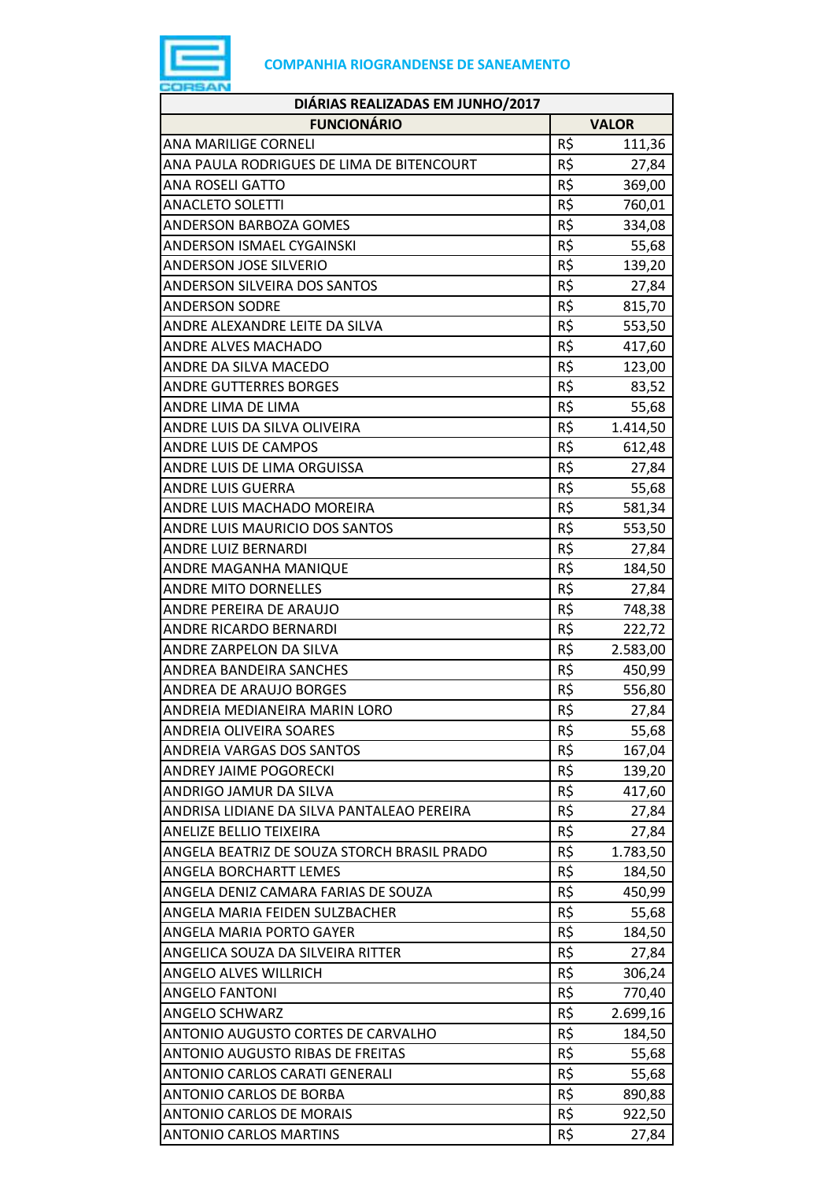**COMPANHIA RIOGRANDENSE DE SANEAMENTO**

| DIÁRIAS REALIZADAS EM JUNHO/2017 | | |
|---|---|---|
| **FUNCIONÁRIO** | **VALOR** | |
| ANA MARILIGE CORNELI | R$ | 111,36 |
| ANA PAULA RODRIGUES DE LIMA DE BITENCOURT | R$ | 27,84 |
| ANA ROSELI GATTO | R$ | 369,00 |
| ANACLETO SOLETTI | R$ | 760,01 |
| ANDERSON BARBOZA GOMES | R$ | 334,08 |
| ANDERSON ISMAEL CYGAINSKI | R$ | 55,68 |
| ANDERSON JOSE SILVERIO | R$ | 139,20 |
| ANDERSON SILVEIRA DOS SANTOS | R$ | 27,84 |
| ANDERSON SODRE | R$ | 815,70 |
| ANDRE ALEXANDRE LEITE DA SILVA | R$ | 553,50 |
| ANDRE ALVES MACHADO | R$ | 417,60 |
| ANDRE DA SILVA MACEDO | R$ | 123,00 |
| ANDRE GUTTERRES BORGES | R$ | 83,52 |
| ANDRE LIMA DE LIMA | R$ | 55,68 |
| ANDRE LUIS DA SILVA OLIVEIRA | R$ | 1.414,50 |
| ANDRE LUIS DE CAMPOS | R$ | 612,48 |
| ANDRE LUIS DE LIMA ORGUISSA | R$ | 27,84 |
| ANDRE LUIS GUERRA | R$ | 55,68 |
| ANDRE LUIS MACHADO MOREIRA | R$ | 581,34 |
| ANDRE LUIS MAURICIO DOS SANTOS | R$ | 553,50 |
| ANDRE LUIZ BERNARDI | R$ | 27,84 |
| ANDRE MAGANHA MANIQUE | R$ | 184,50 |
| ANDRE MITO DORNELLES | R$ | 27,84 |
| ANDRE PEREIRA DE ARAUJO | R$ | 748,38 |
| ANDRE RICARDO BERNARDI | R$ | 222,72 |
| ANDRE ZARPELON DA SILVA | R$ | 2.583,00 |
| ANDREA BANDEIRA SANCHES | R$ | 450,99 |
| ANDREA DE ARAUJO BORGES | R$ | 556,80 |
| ANDREIA MEDIANEIRA MARIN LORO | R$ | 27,84 |
| ANDREIA OLIVEIRA SOARES | R$ | 55,68 |
| ANDREIA VARGAS DOS SANTOS | R$ | 167,04 |
| ANDREY JAIME POGORECKI | R$ | 139,20 |
| ANDRIGO JAMUR DA SILVA | R$ | 417,60 |
| ANDRISA LIDIANE DA SILVA PANTALEAO PEREIRA | R$ | 27,84 |
| ANELIZE BELLIO TEIXEIRA | R$ | 27,84 |
| ANGELA BEATRIZ DE SOUZA STORCH BRASIL PRADO | R$ | 1.783,50 |
| ANGELA BORCHARTT LEMES | R$ | 184,50 |
| ANGELA DENIZ CAMARA FARIAS DE SOUZA | R$ | 450,99 |
| ANGELA MARIA FEIDEN SULZBACHER | R$ | 55,68 |
| ANGELA MARIA PORTO GAYER | R$ | 184,50 |
| ANGELICA SOUZA DA SILVEIRA RITTER | R$ | 27,84 |
| ANGELO ALVES WILLRICH | R$ | 306,24 |
| ANGELO FANTONI | R$ | 770,40 |
| ANGELO SCHWARZ | R$ | 2.699,16 |
| ANTONIO AUGUSTO CORTES DE CARVALHO | R$ | 184,50 |
| ANTONIO AUGUSTO RIBAS DE FREITAS | R$ | 55,68 |
| ANTONIO CARLOS CARATI GENERALI | R$ | 55,68 |
| ANTONIO CARLOS DE BORBA | R$ | 890,88 |
| ANTONIO CARLOS DE MORAIS | R$ | 922,50 |
| ANTONIO CARLOS MARTINS | R$ | 27,84 |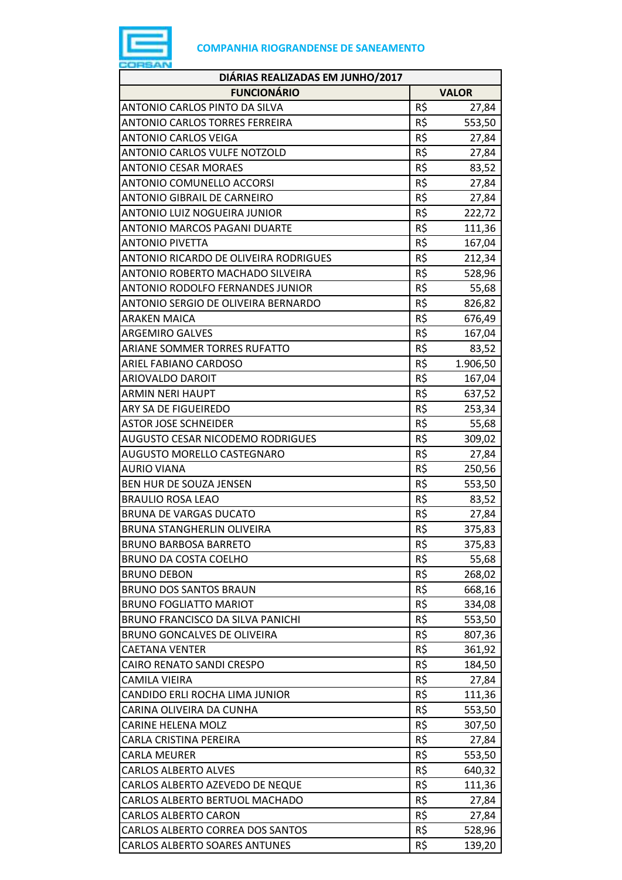**COMPANHIA RIOGRANDENSE DE SANEAMENTO**

| DIÁRIAS REALIZADAS EM JUNHO/2017 | | |
|---|---|---|
| **FUNCIONÁRIO** | **VALOR** | |
| ANTONIO CARLOS PINTO DA SILVA | R$ | 27,84 |
| ANTONIO CARLOS TORRES FERREIRA | R$ | 553,50 |
| ANTONIO CARLOS VEIGA | R$ | 27,84 |
| ANTONIO CARLOS VULFE NOTZOLD | R$ | 27,84 |
| ANTONIO CESAR MORAES | R$ | 83,52 |
| ANTONIO COMUNELLO ACCORSI | R$ | 27,84 |
| ANTONIO GIBRAIL DE CARNEIRO | R$ | 27,84 |
| ANTONIO LUIZ NOGUEIRA JUNIOR | R$ | 222,72 |
| ANTONIO MARCOS PAGANI DUARTE | R$ | 111,36 |
| ANTONIO PIVETTA | R$ | 167,04 |
| ANTONIO RICARDO DE OLIVEIRA RODRIGUES | R$ | 212,34 |
| ANTONIO ROBERTO MACHADO SILVEIRA | R$ | 528,96 |
| ANTONIO RODOLFO FERNANDES JUNIOR | R$ | 55,68 |
| ANTONIO SERGIO DE OLIVEIRA BERNARDO | R$ | 826,82 |
| ARAKEN MAICA | R$ | 676,49 |
| ARGEMIRO GALVES | R$ | 167,04 |
| ARIANE SOMMER TORRES RUFATTO | R$ | 83,52 |
| ARIEL FABIANO CARDOSO | R$ | 1.906,50 |
| ARIOVALDO DAROIT | R$ | 167,04 |
| ARMIN NERI HAUPT | R$ | 637,52 |
| ARY SA DE FIGUEIREDO | R$ | 253,34 |
| ASTOR JOSE SCHNEIDER | R$ | 55,68 |
| AUGUSTO CESAR NICODEMO RODRIGUES | R$ | 309,02 |
| AUGUSTO MORELLO CASTEGNARO | R$ | 27,84 |
| AURIO VIANA | R$ | 250,56 |
| BEN HUR DE SOUZA JENSEN | R$ | 553,50 |
| BRAULIO ROSA LEAO | R$ | 83,52 |
| BRUNA DE VARGAS DUCATO | R$ | 27,84 |
| BRUNA STANGHERLIN OLIVEIRA | R$ | 375,83 |
| BRUNO BARBOSA BARRETO | R$ | 375,83 |
| BRUNO DA COSTA COELHO | R$ | 55,68 |
| BRUNO DEBON | R$ | 268,02 |
| BRUNO DOS SANTOS BRAUN | R$ | 668,16 |
| BRUNO FOGLIATTO MARIOT | R$ | 334,08 |
| BRUNO FRANCISCO DA SILVA PANICHI | R$ | 553,50 |
| BRUNO GONCALVES DE OLIVEIRA | R$ | 807,36 |
| CAETANA VENTER | R$ | 361,92 |
| CAIRO RENATO SANDI CRESPO | R$ | 184,50 |
| CAMILA VIEIRA | R$ | 27,84 |
| CANDIDO ERLI ROCHA LIMA JUNIOR | R$ | 111,36 |
| CARINA OLIVEIRA DA CUNHA | R$ | 553,50 |
| CARINE HELENA MOLZ | R$ | 307,50 |
| CARLA CRISTINA PEREIRA | R$ | 27,84 |
| CARLA MEURER | R$ | 553,50 |
| CARLOS ALBERTO ALVES | R$ | 640,32 |
| CARLOS ALBERTO AZEVEDO DE NEQUE | R$ | 111,36 |
| CARLOS ALBERTO BERTUOL MACHADO | R$ | 27,84 |
| CARLOS ALBERTO CARON | R$ | 27,84 |
| CARLOS ALBERTO CORREA DOS SANTOS | R$ | 528,96 |
| CARLOS ALBERTO SOARES ANTUNES | R$ | 139,20 |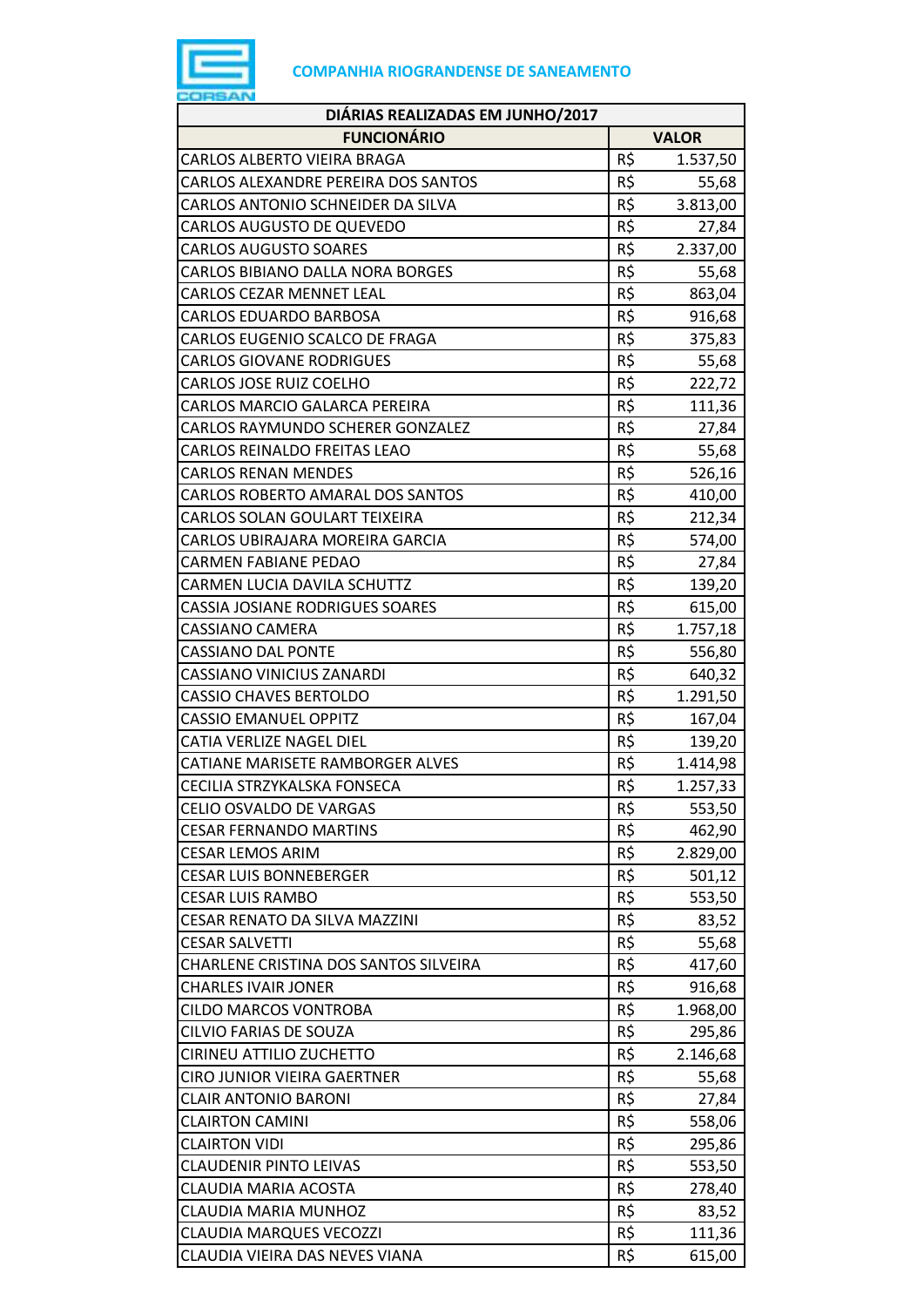**COMPANHIA RIOGRANDENSE DE SANEAMENTO**

| DIÁRIAS REALIZADAS EM JUNHO/2017 | | |
|---|---|---|
| **FUNCIONÁRIO** | **VALOR** | |
| CARLOS ALBERTO VIEIRA BRAGA | R$ | 1.537,50 |
| CARLOS ALEXANDRE PEREIRA DOS SANTOS | R$ | 55,68 |
| CARLOS ANTONIO SCHNEIDER DA SILVA | R$ | 3.813,00 |
| CARLOS AUGUSTO DE QUEVEDO | R$ | 27,84 |
| CARLOS AUGUSTO SOARES | R$ | 2.337,00 |
| CARLOS BIBIANO DALLA NORA BORGES | R$ | 55,68 |
| CARLOS CEZAR MENNET LEAL | R$ | 863,04 |
| CARLOS EDUARDO BARBOSA | R$ | 916,68 |
| CARLOS EUGENIO SCALCO DE FRAGA | R$ | 375,83 |
| CARLOS GIOVANE RODRIGUES | R$ | 55,68 |
| CARLOS JOSE RUIZ COELHO | R$ | 222,72 |
| CARLOS MARCIO GALARCA PEREIRA | R$ | 111,36 |
| CARLOS RAYMUNDO SCHERER GONZALEZ | R$ | 27,84 |
| CARLOS REINALDO FREITAS LEAO | R$ | 55,68 |
| CARLOS RENAN MENDES | R$ | 526,16 |
| CARLOS ROBERTO AMARAL DOS SANTOS | R$ | 410,00 |
| CARLOS SOLAN GOULART TEIXEIRA | R$ | 212,34 |
| CARLOS UBIRAJARA MOREIRA GARCIA | R$ | 574,00 |
| CARMEN FABIANE PEDAO | R$ | 27,84 |
| CARMEN LUCIA DAVILA SCHUTTZ | R$ | 139,20 |
| CASSIA JOSIANE RODRIGUES SOARES | R$ | 615,00 |
| CASSIANO CAMERA | R$ | 1.757,18 |
| CASSIANO DAL PONTE | R$ | 556,80 |
| CASSIANO VINICIUS ZANARDI | R$ | 640,32 |
| CASSIO CHAVES BERTOLDO | R$ | 1.291,50 |
| CASSIO EMANUEL OPPITZ | R$ | 167,04 |
| CATIA VERLIZE NAGEL DIEL | R$ | 139,20 |
| CATIANE MARISETE RAMBORGER ALVES | R$ | 1.414,98 |
| CECILIA STRZYKALSKA FONSECA | R$ | 1.257,33 |
| CELIO OSVALDO DE VARGAS | R$ | 553,50 |
| CESAR FERNANDO MARTINS | R$ | 462,90 |
| CESAR LEMOS ARIM | R$ | 2.829,00 |
| CESAR LUIS BONNEBERGER | R$ | 501,12 |
| CESAR LUIS RAMBO | R$ | 553,50 |
| CESAR RENATO DA SILVA MAZZINI | R$ | 83,52 |
| CESAR SALVETTI | R$ | 55,68 |
| CHARLENE CRISTINA DOS SANTOS SILVEIRA | R$ | 417,60 |
| CHARLES IVAIR JONER | R$ | 916,68 |
| CILDO MARCOS VONTROBA | R$ | 1.968,00 |
| CILVIO FARIAS DE SOUZA | R$ | 295,86 |
| CIRINEU ATTILIO ZUCHETTO | R$ | 2.146,68 |
| CIRO JUNIOR VIEIRA GAERTNER | R$ | 55,68 |
| CLAIR ANTONIO BARONI | R$ | 27,84 |
| CLAIRTON CAMINI | R$ | 558,06 |
| CLAIRTON VIDI | R$ | 295,86 |
| CLAUDENIR PINTO LEIVAS | R$ | 553,50 |
| CLAUDIA MARIA ACOSTA | R$ | 278,40 |
| CLAUDIA MARIA MUNHOZ | R$ | 83,52 |
| CLAUDIA MARQUES VECOZZI | R$ | 111,36 |
| CLAUDIA VIEIRA DAS NEVES VIANA | R$ | 615,00 |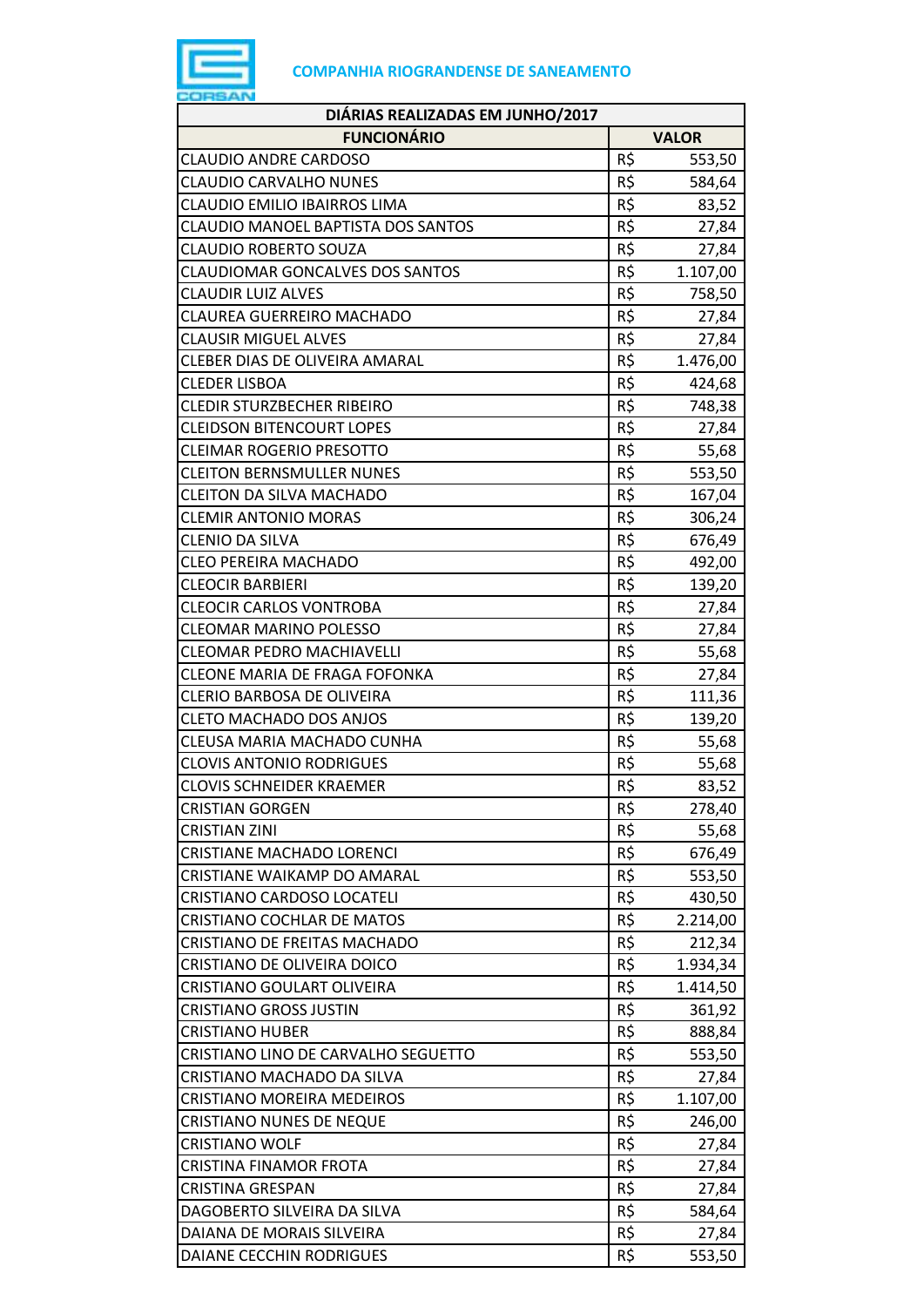COMPANHIA RIOGRANDENSE DE SANEAMENTO

| DIÁRIAS REALIZADAS EM JUNHO/2017 | | |
|---|---|---|
| **FUNCIONÁRIO** | **VALOR** | |
| CLAUDIO ANDRE CARDOSO | R$ | 553,50 |
| CLAUDIO CARVALHO NUNES | R$ | 584,64 |
| CLAUDIO EMILIO IBAIRROS LIMA | R$ | 83,52 |
| CLAUDIO MANOEL BAPTISTA DOS SANTOS | R$ | 27,84 |
| CLAUDIO ROBERTO SOUZA | R$ | 27,84 |
| CLAUDIOMAR GONCALVES DOS SANTOS | R$ | 1.107,00 |
| CLAUDIR LUIZ ALVES | R$ | 758,50 |
| CLAUREA GUERREIRO MACHADO | R$ | 27,84 |
| CLAUSIR MIGUEL ALVES | R$ | 27,84 |
| CLEBER DIAS DE OLIVEIRA AMARAL | R$ | 1.476,00 |
| CLEDER LISBOA | R$ | 424,68 |
| CLEDIR STURZBECHER RIBEIRO | R$ | 748,38 |
| CLEIDSON BITENCOURT LOPES | R$ | 27,84 |
| CLEIMAR ROGERIO PRESOTTO | R$ | 55,68 |
| CLEITON BERNSMULLER NUNES | R$ | 553,50 |
| CLEITON DA SILVA MACHADO | R$ | 167,04 |
| CLEMIR ANTONIO MORAS | R$ | 306,24 |
| CLENIO DA SILVA | R$ | 676,49 |
| CLEO PEREIRA MACHADO | R$ | 492,00 |
| CLEOCIR BARBIERI | R$ | 139,20 |
| CLEOCIR CARLOS VONTROBA | R$ | 27,84 |
| CLEOMAR MARINO POLESSO | R$ | 27,84 |
| CLEOMAR PEDRO MACHIAVELLI | R$ | 55,68 |
| CLEONE MARIA DE FRAGA FOFONKA | R$ | 27,84 |
| CLERIO BARBOSA DE OLIVEIRA | R$ | 111,36 |
| CLETO MACHADO DOS ANJOS | R$ | 139,20 |
| CLEUSA MARIA MACHADO CUNHA | R$ | 55,68 |
| CLOVIS ANTONIO RODRIGUES | R$ | 55,68 |
| CLOVIS SCHNEIDER KRAEMER | R$ | 83,52 |
| CRISTIAN GORGEN | R$ | 278,40 |
| CRISTIAN ZINI | R$ | 55,68 |
| CRISTIANE MACHADO LORENCI | R$ | 676,49 |
| CRISTIANE WAIKAMP DO AMARAL | R$ | 553,50 |
| CRISTIANO CARDOSO LOCATELI | R$ | 430,50 |
| CRISTIANO COCHLAR DE MATOS | R$ | 2.214,00 |
| CRISTIANO DE FREITAS MACHADO | R$ | 212,34 |
| CRISTIANO DE OLIVEIRA DOICO | R$ | 1.934,34 |
| CRISTIANO GOULART OLIVEIRA | R$ | 1.414,50 |
| CRISTIANO GROSS JUSTIN | R$ | 361,92 |
| CRISTIANO HUBER | R$ | 888,84 |
| CRISTIANO LINO DE CARVALHO SEGUETTO | R$ | 553,50 |
| CRISTIANO MACHADO DA SILVA | R$ | 27,84 |
| CRISTIANO MOREIRA MEDEIROS | R$ | 1.107,00 |
| CRISTIANO NUNES DE NEQUE | R$ | 246,00 |
| CRISTIANO WOLF | R$ | 27,84 |
| CRISTINA FINAMOR FROTA | R$ | 27,84 |
| CRISTINA GRESPAN | R$ | 27,84 |
| DAGOBERTO SILVEIRA DA SILVA | R$ | 584,64 |
| DAIANA DE MORAIS SILVEIRA | R$ | 27,84 |
| DAIANE CECCHIN RODRIGUES | R$ | 553,50 |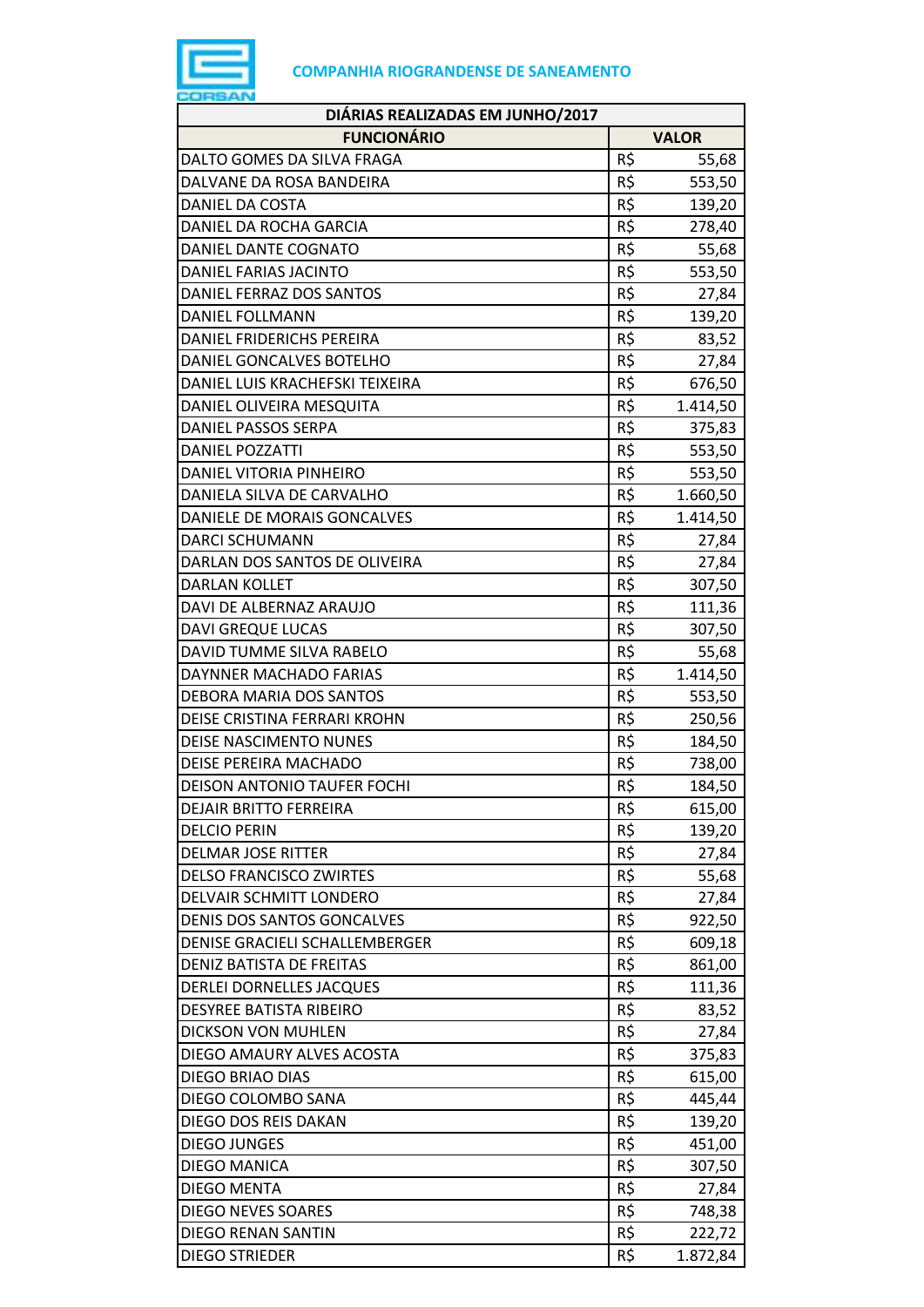COMPANHIA RIOGRANDENSE DE SANEAMENTO

| DIÁRIAS REALIZADAS EM JUNHO/2017 | | |
|---|---|---|
| **FUNCIONÁRIO** | **VALOR** | |
| DALTO GOMES DA SILVA FRAGA | R$ | 55,68 |
| DALVANE DA ROSA BANDEIRA | R$ | 553,50 |
| DANIEL DA COSTA | R$ | 139,20 |
| DANIEL DA ROCHA GARCIA | R$ | 278,40 |
| DANIEL DANTE COGNATO | R$ | 55,68 |
| DANIEL FARIAS JACINTO | R$ | 553,50 |
| DANIEL FERRAZ DOS SANTOS | R$ | 27,84 |
| DANIEL FOLLMANN | R$ | 139,20 |
| DANIEL FRIDERICHS PEREIRA | R$ | 83,52 |
| DANIEL GONCALVES BOTELHO | R$ | 27,84 |
| DANIEL LUIS KRACHEFSKI TEIXEIRA | R$ | 676,50 |
| DANIEL OLIVEIRA MESQUITA | R$ | 1.414,50 |
| DANIEL PASSOS SERPA | R$ | 375,83 |
| DANIEL POZZATTI | R$ | 553,50 |
| DANIEL VITORIA PINHEIRO | R$ | 553,50 |
| DANIELA SILVA DE CARVALHO | R$ | 1.660,50 |
| DANIELE DE MORAIS GONCALVES | R$ | 1.414,50 |
| DARCI SCHUMANN | R$ | 27,84 |
| DARLAN DOS SANTOS DE OLIVEIRA | R$ | 27,84 |
| DARLAN KOLLET | R$ | 307,50 |
| DAVI DE ALBERNAZ ARAUJO | R$ | 111,36 |
| DAVI GREQUE LUCAS | R$ | 307,50 |
| DAVID TUMME SILVA RABELO | R$ | 55,68 |
| DAYNNER MACHADO FARIAS | R$ | 1.414,50 |
| DEBORA MARIA DOS SANTOS | R$ | 553,50 |
| DEISE CRISTINA FERRARI KROHN | R$ | 250,56 |
| DEISE NASCIMENTO NUNES | R$ | 184,50 |
| DEISE PEREIRA MACHADO | R$ | 738,00 |
| DEISON ANTONIO TAUFER FOCHI | R$ | 184,50 |
| DEJAIR BRITTO FERREIRA | R$ | 615,00 |
| DELCIO PERIN | R$ | 139,20 |
| DELMAR JOSE RITTER | R$ | 27,84 |
| DELSO FRANCISCO ZWIRTES | R$ | 55,68 |
| DELVAIR SCHMITT LONDERO | R$ | 27,84 |
| DENIS DOS SANTOS GONCALVES | R$ | 922,50 |
| DENISE GRACIELI SCHALLEMBERGER | R$ | 609,18 |
| DENIZ BATISTA DE FREITAS | R$ | 861,00 |
| DERLEI DORNELLES JACQUES | R$ | 111,36 |
| DESYREE BATISTA RIBEIRO | R$ | 83,52 |
| DICKSON VON MUHLEN | R$ | 27,84 |
| DIEGO AMAURY ALVES ACOSTA | R$ | 375,83 |
| DIEGO BRIAO DIAS | R$ | 615,00 |
| DIEGO COLOMBO SANA | R$ | 445,44 |
| DIEGO DOS REIS DAKAN | R$ | 139,20 |
| DIEGO JUNGES | R$ | 451,00 |
| DIEGO MANICA | R$ | 307,50 |
| DIEGO MENTA | R$ | 27,84 |
| DIEGO NEVES SOARES | R$ | 748,38 |
| DIEGO RENAN SANTIN | R$ | 222,72 |
| DIEGO STRIEDER | R$ | 1.872,84 |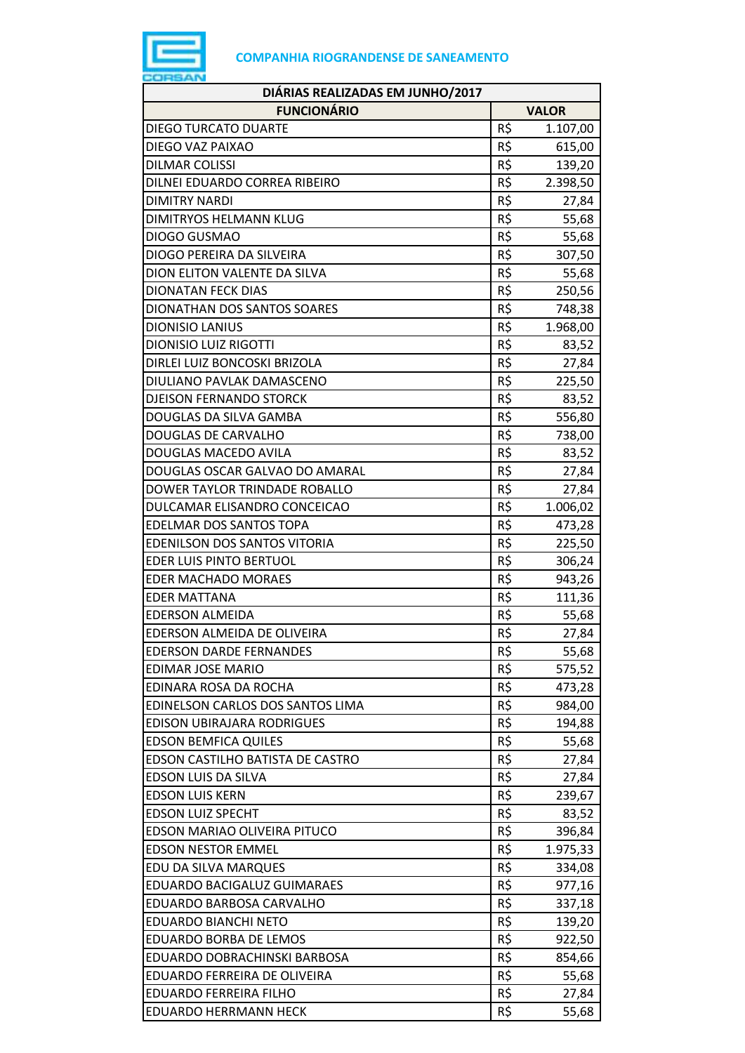**COMPANHIA RIOGRANDENSE DE SANEAMENTO**

| DIÁRIAS REALIZADAS EM JUNHO/2017 | | |
|---|---|---|
| **FUNCIONÁRIO** | **VALOR** | |
| DIEGO TURCATO DUARTE | R$ | 1.107,00 |
| DIEGO VAZ PAIXAO | R$ | 615,00 |
| DILMAR COLISSI | R$ | 139,20 |
| DILNEI EDUARDO CORREA RIBEIRO | R$ | 2.398,50 |
| DIMITRY NARDI | R$ | 27,84 |
| DIMITRYOS HELMANN KLUG | R$ | 55,68 |
| DIOGO GUSMAO | R$ | 55,68 |
| DIOGO PEREIRA DA SILVEIRA | R$ | 307,50 |
| DION ELITON VALENTE DA SILVA | R$ | 55,68 |
| DIONATAN FECK DIAS | R$ | 250,56 |
| DIONATHAN DOS SANTOS SOARES | R$ | 748,38 |
| DIONISIO LANIUS | R$ | 1.968,00 |
| DIONISIO LUIZ RIGOTTI | R$ | 83,52 |
| DIRLEI LUIZ BONCOSKI BRIZOLA | R$ | 27,84 |
| DIULIANO PAVLAK DAMASCENO | R$ | 225,50 |
| DJEISON FERNANDO STORCK | R$ | 83,52 |
| DOUGLAS DA SILVA GAMBA | R$ | 556,80 |
| DOUGLAS DE CARVALHO | R$ | 738,00 |
| DOUGLAS MACEDO AVILA | R$ | 83,52 |
| DOUGLAS OSCAR GALVAO DO AMARAL | R$ | 27,84 |
| DOWER TAYLOR TRINDADE ROBALLO | R$ | 27,84 |
| DULCAMAR ELISANDRO CONCEICAO | R$ | 1.006,02 |
| EDELMAR DOS SANTOS TOPA | R$ | 473,28 |
| EDENILSON DOS SANTOS VITORIA | R$ | 225,50 |
| EDER LUIS PINTO BERTUOL | R$ | 306,24 |
| EDER MACHADO MORAES | R$ | 943,26 |
| EDER MATTANA | R$ | 111,36 |
| EDERSON ALMEIDA | R$ | 55,68 |
| EDERSON ALMEIDA DE OLIVEIRA | R$ | 27,84 |
| EDERSON DARDE FERNANDES | R$ | 55,68 |
| EDIMAR JOSE MARIO | R$ | 575,52 |
| EDINARA ROSA DA ROCHA | R$ | 473,28 |
| EDINELSON CARLOS DOS SANTOS LIMA | R$ | 984,00 |
| EDISON UBIRAJARA RODRIGUES | R$ | 194,88 |
| EDSON BEMFICA QUILES | R$ | 55,68 |
| EDSON CASTILHO BATISTA DE CASTRO | R$ | 27,84 |
| EDSON LUIS DA SILVA | R$ | 27,84 |
| EDSON LUIS KERN | R$ | 239,67 |
| EDSON LUIZ SPECHT | R$ | 83,52 |
| EDSON MARIAO OLIVEIRA PITUCO | R$ | 396,84 |
| EDSON NESTOR EMMEL | R$ | 1.975,33 |
| EDU DA SILVA MARQUES | R$ | 334,08 |
| EDUARDO BACIGALUZ GUIMARAES | R$ | 977,16 |
| EDUARDO BARBOSA CARVALHO | R$ | 337,18 |
| EDUARDO BIANCHI NETO | R$ | 139,20 |
| EDUARDO BORBA DE LEMOS | R$ | 922,50 |
| EDUARDO DOBRACHINSKI BARBOSA | R$ | 854,66 |
| EDUARDO FERREIRA DE OLIVEIRA | R$ | 55,68 |
| EDUARDO FERREIRA FILHO | R$ | 27,84 |
| EDUARDO HERRMANN HECK | R$ | 55,68 |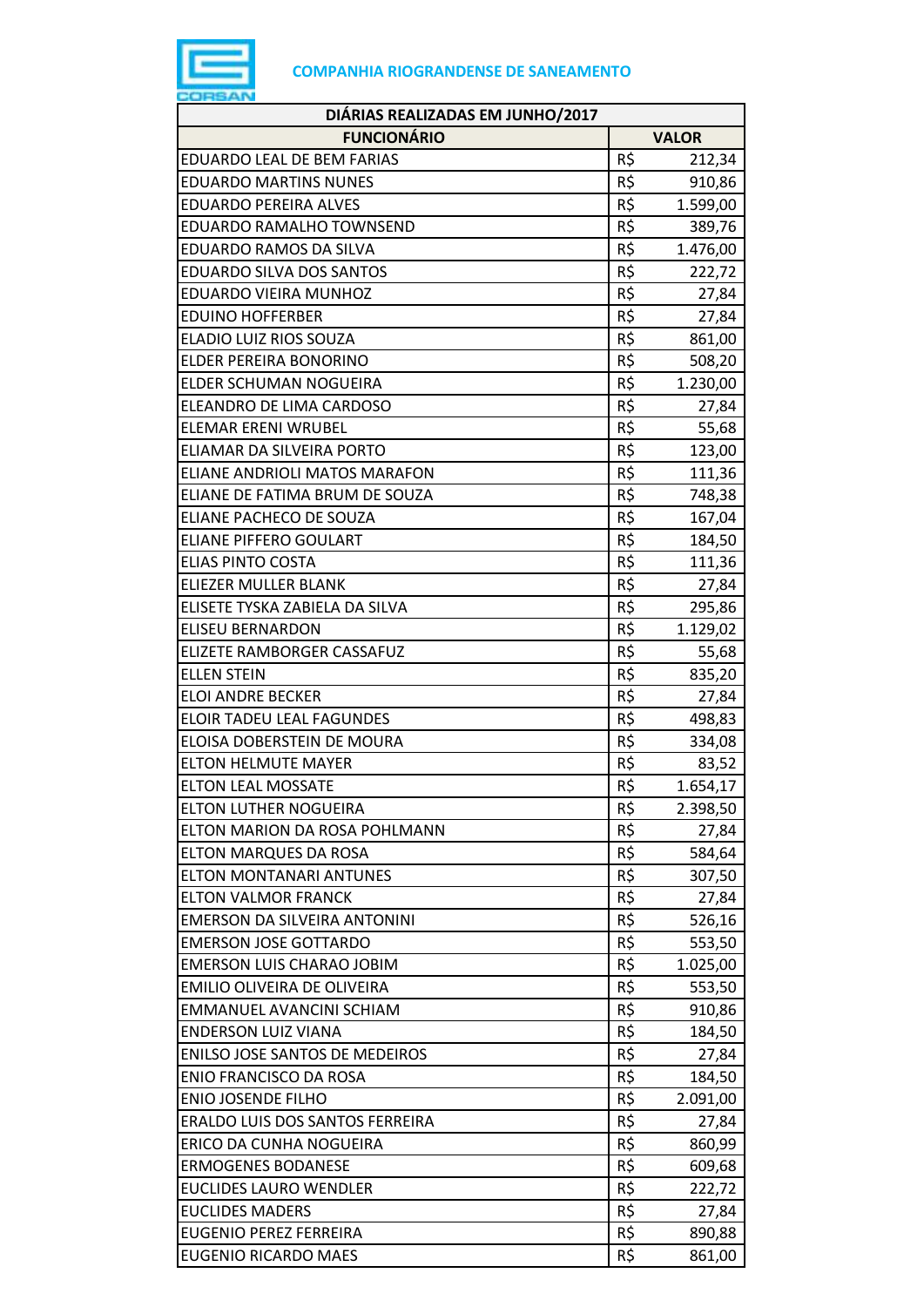**COMPANHIA RIOGRANDENSE DE SANEAMENTO**

| DIÁRIAS REALIZADAS EM JUNHO/2017 | |
|---|---|
| **FUNCIONÁRIO** | **VALOR** |
| EDUARDO LEAL DE BEM FARIAS | R$ 212,34 |
| EDUARDO MARTINS NUNES | R$ 910,86 |
| EDUARDO PEREIRA ALVES | R$ 1.599,00 |
| EDUARDO RAMALHO TOWNSEND | R$ 389,76 |
| EDUARDO RAMOS DA SILVA | R$ 1.476,00 |
| EDUARDO SILVA DOS SANTOS | R$ 222,72 |
| EDUARDO VIEIRA MUNHOZ | R$ 27,84 |
| EDUINO HOFFERBER | R$ 27,84 |
| ELADIO LUIZ RIOS SOUZA | R$ 861,00 |
| ELDER PEREIRA BONORINO | R$ 508,20 |
| ELDER SCHUMAN NOGUEIRA | R$ 1.230,00 |
| ELEANDRO DE LIMA CARDOSO | R$ 27,84 |
| ELEMAR ERENI WRUBEL | R$ 55,68 |
| ELIAMAR DA SILVEIRA PORTO | R$ 123,00 |
| ELIANE ANDRIOLI MATOS MARAFON | R$ 111,36 |
| ELIANE DE FATIMA BRUM DE SOUZA | R$ 748,38 |
| ELIANE PACHECO DE SOUZA | R$ 167,04 |
| ELIANE PIFFERO GOULART | R$ 184,50 |
| ELIAS PINTO COSTA | R$ 111,36 |
| ELIEZER MULLER BLANK | R$ 27,84 |
| ELISETE TYSKA ZABIELA DA SILVA | R$ 295,86 |
| ELISEU BERNARDON | R$ 1.129,02 |
| ELIZETE RAMBORGER CASSAFUZ | R$ 55,68 |
| ELLEN STEIN | R$ 835,20 |
| ELOI ANDRE BECKER | R$ 27,84 |
| ELOIR TADEU LEAL FAGUNDES | R$ 498,83 |
| ELOISA DOBERSTEIN DE MOURA | R$ 334,08 |
| ELTON HELMUTE MAYER | R$ 83,52 |
| ELTON LEAL MOSSATE | R$ 1.654,17 |
| ELTON LUTHER NOGUEIRA | R$ 2.398,50 |
| ELTON MARION DA ROSA POHLMANN | R$ 27,84 |
| ELTON MARQUES DA ROSA | R$ 584,64 |
| ELTON MONTANARI ANTUNES | R$ 307,50 |
| ELTON VALMOR FRANCK | R$ 27,84 |
| EMERSON DA SILVEIRA ANTONINI | R$ 526,16 |
| EMERSON JOSE GOTTARDO | R$ 553,50 |
| EMERSON LUIS CHARAO JOBIM | R$ 1.025,00 |
| EMILIO OLIVEIRA DE OLIVEIRA | R$ 553,50 |
| EMMANUEL AVANCINI SCHIAM | R$ 910,86 |
| ENDERSON LUIZ VIANA | R$ 184,50 |
| ENILSO JOSE SANTOS DE MEDEIROS | R$ 27,84 |
| ENIO FRANCISCO DA ROSA | R$ 184,50 |
| ENIO JOSENDE FILHO | R$ 2.091,00 |
| ERALDO LUIS DOS SANTOS FERREIRA | R$ 27,84 |
| ERICO DA CUNHA NOGUEIRA | R$ 860,99 |
| ERMOGENES BODANESE | R$ 609,68 |
| EUCLIDES LAURO WENDLER | R$ 222,72 |
| EUCLIDES MADERS | R$ 27,84 |
| EUGENIO PEREZ FERREIRA | R$ 890,88 |
| EUGENIO RICARDO MAES | R$ 861,00 |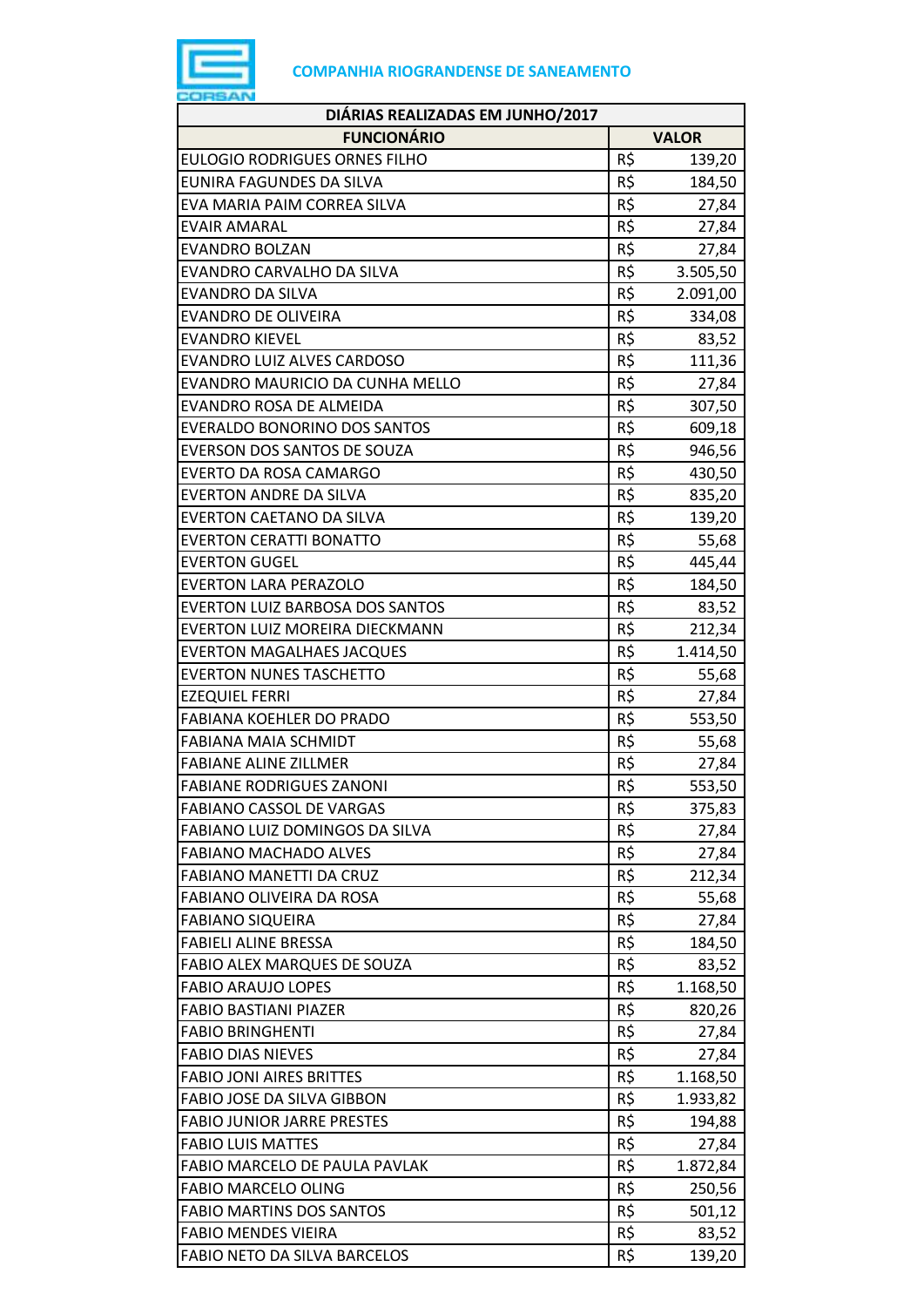COMPANHIA RIOGRANDENSE DE SANEAMENTO

| DIÁRIAS REALIZADAS EM JUNHO/2017 | |
|---|---|
| **FUNCIONÁRIO** | **VALOR** |
| EULOGIO RODRIGUES ORNES FILHO | R$ 139,20 |
| EUNIRA FAGUNDES DA SILVA | R$ 184,50 |
| EVA MARIA PAIM CORREA SILVA | R$ 27,84 |
| EVAIR AMARAL | R$ 27,84 |
| EVANDRO BOLZAN | R$ 27,84 |
| EVANDRO CARVALHO DA SILVA | R$ 3.505,50 |
| EVANDRO DA SILVA | R$ 2.091,00 |
| EVANDRO DE OLIVEIRA | R$ 334,08 |
| EVANDRO KIEVEL | R$ 83,52 |
| EVANDRO LUIZ ALVES CARDOSO | R$ 111,36 |
| EVANDRO MAURICIO DA CUNHA MELLO | R$ 27,84 |
| EVANDRO ROSA DE ALMEIDA | R$ 307,50 |
| EVERALDO BONORINO DOS SANTOS | R$ 609,18 |
| EVERSON DOS SANTOS DE SOUZA | R$ 946,56 |
| EVERTO DA ROSA CAMARGO | R$ 430,50 |
| EVERTON ANDRE DA SILVA | R$ 835,20 |
| EVERTON CAETANO DA SILVA | R$ 139,20 |
| EVERTON CERATTI BONATTO | R$ 55,68 |
| EVERTON GUGEL | R$ 445,44 |
| EVERTON LARA PERAZOLO | R$ 184,50 |
| EVERTON LUIZ BARBOSA DOS SANTOS | R$ 83,52 |
| EVERTON LUIZ MOREIRA DIECKMANN | R$ 212,34 |
| EVERTON MAGALHAES JACQUES | R$ 1.414,50 |
| EVERTON NUNES TASCHETTO | R$ 55,68 |
| EZEQUIEL FERRI | R$ 27,84 |
| FABIANA KOEHLER DO PRADO | R$ 553,50 |
| FABIANA MAIA SCHMIDT | R$ 55,68 |
| FABIANE ALINE ZILLMER | R$ 27,84 |
| FABIANE RODRIGUES ZANONI | R$ 553,50 |
| FABIANO CASSOL DE VARGAS | R$ 375,83 |
| FABIANO LUIZ DOMINGOS DA SILVA | R$ 27,84 |
| FABIANO MACHADO ALVES | R$ 27,84 |
| FABIANO MANETTI DA CRUZ | R$ 212,34 |
| FABIANO OLIVEIRA DA ROSA | R$ 55,68 |
| FABIANO SIQUEIRA | R$ 27,84 |
| FABIELI ALINE BRESSA | R$ 184,50 |
| FABIO ALEX MARQUES DE SOUZA | R$ 83,52 |
| FABIO ARAUJO LOPES | R$ 1.168,50 |
| FABIO BASTIANI PIAZER | R$ 820,26 |
| FABIO BRINGHENTI | R$ 27,84 |
| FABIO DIAS NIEVES | R$ 27,84 |
| FABIO JONI AIRES BRITTES | R$ 1.168,50 |
| FABIO JOSE DA SILVA GIBBON | R$ 1.933,82 |
| FABIO JUNIOR JARRE PRESTES | R$ 194,88 |
| FABIO LUIS MATTES | R$ 27,84 |
| FABIO MARCELO DE PAULA PAVLAK | R$ 1.872,84 |
| FABIO MARCELO OLING | R$ 250,56 |
| FABIO MARTINS DOS SANTOS | R$ 501,12 |
| FABIO MENDES VIEIRA | R$ 83,52 |
| FABIO NETO DA SILVA BARCELOS | R$ 139,20 |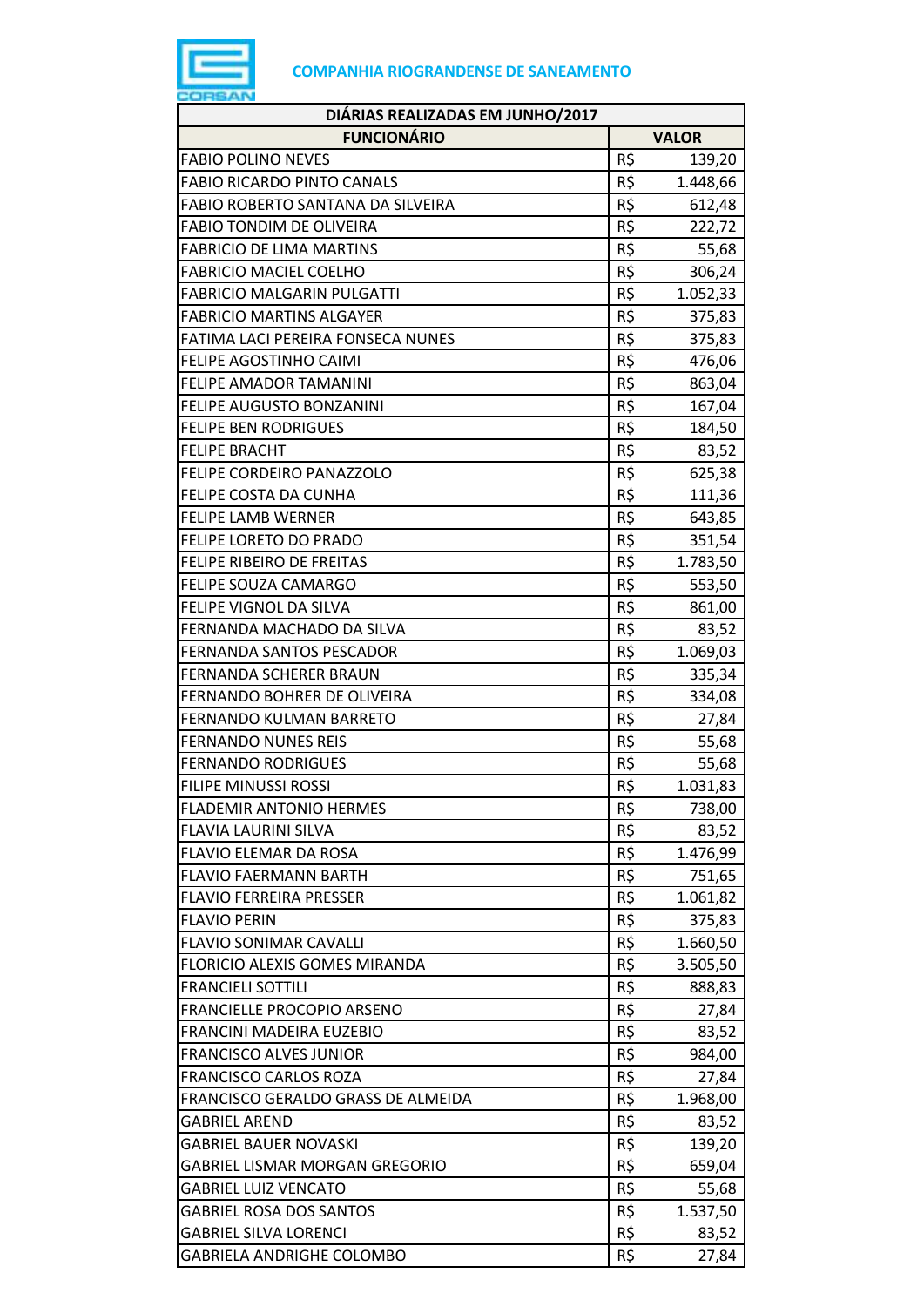**COMPANHIA RIOGRANDENSE DE SANEAMENTO**

| DIÁRIAS REALIZADAS EM JUNHO/2017 | | |
|---|---|---|
| **FUNCIONÁRIO** | **VALOR** | |
| FABIO POLINO NEVES | R$ | 139,20 |
| FABIO RICARDO PINTO CANALS | R$ | 1.448,66 |
| FABIO ROBERTO SANTANA DA SILVEIRA | R$ | 612,48 |
| FABIO TONDIM DE OLIVEIRA | R$ | 222,72 |
| FABRICIO DE LIMA MARTINS | R$ | 55,68 |
| FABRICIO MACIEL COELHO | R$ | 306,24 |
| FABRICIO MALGARIN PULGATTI | R$ | 1.052,33 |
| FABRICIO MARTINS ALGAYER | R$ | 375,83 |
| FATIMA LACI PEREIRA FONSECA NUNES | R$ | 375,83 |
| FELIPE AGOSTINHO CAIMI | R$ | 476,06 |
| FELIPE AMADOR TAMANINI | R$ | 863,04 |
| FELIPE AUGUSTO BONZANINI | R$ | 167,04 |
| FELIPE BEN RODRIGUES | R$ | 184,50 |
| FELIPE BRACHT | R$ | 83,52 |
| FELIPE CORDEIRO PANAZZOLO | R$ | 625,38 |
| FELIPE COSTA DA CUNHA | R$ | 111,36 |
| FELIPE LAMB WERNER | R$ | 643,85 |
| FELIPE LORETO DO PRADO | R$ | 351,54 |
| FELIPE RIBEIRO DE FREITAS | R$ | 1.783,50 |
| FELIPE SOUZA CAMARGO | R$ | 553,50 |
| FELIPE VIGNOL DA SILVA | R$ | 861,00 |
| FERNANDA MACHADO DA SILVA | R$ | 83,52 |
| FERNANDA SANTOS PESCADOR | R$ | 1.069,03 |
| FERNANDA SCHERER BRAUN | R$ | 335,34 |
| FERNANDO BOHRER DE OLIVEIRA | R$ | 334,08 |
| FERNANDO KULMAN BARRETO | R$ | 27,84 |
| FERNANDO NUNES REIS | R$ | 55,68 |
| FERNANDO RODRIGUES | R$ | 55,68 |
| FILIPE MINUSSI ROSSI | R$ | 1.031,83 |
| FLADEMIR ANTONIO HERMES | R$ | 738,00 |
| FLAVIA LAURINI SILVA | R$ | 83,52 |
| FLAVIO ELEMAR DA ROSA | R$ | 1.476,99 |
| FLAVIO FAERMANN BARTH | R$ | 751,65 |
| FLAVIO FERREIRA PRESSER | R$ | 1.061,82 |
| FLAVIO PERIN | R$ | 375,83 |
| FLAVIO SONIMAR CAVALLI | R$ | 1.660,50 |
| FLORICIO ALEXIS GOMES MIRANDA | R$ | 3.505,50 |
| FRANCIELI SOTTILI | R$ | 888,83 |
| FRANCIELLE PROCOPIO ARSENO | R$ | 27,84 |
| FRANCINI MADEIRA EUZEBIO | R$ | 83,52 |
| FRANCISCO ALVES JUNIOR | R$ | 984,00 |
| FRANCISCO CARLOS ROZA | R$ | 27,84 |
| FRANCISCO GERALDO GRASS DE ALMEIDA | R$ | 1.968,00 |
| GABRIEL AREND | R$ | 83,52 |
| GABRIEL BAUER NOVASKI | R$ | 139,20 |
| GABRIEL LISMAR MORGAN GREGORIO | R$ | 659,04 |
| GABRIEL LUIZ VENCATO | R$ | 55,68 |
| GABRIEL ROSA DOS SANTOS | R$ | 1.537,50 |
| GABRIEL SILVA LORENCI | R$ | 83,52 |
| GABRIELA ANDRIGHE COLOMBO | R$ | 27,84 |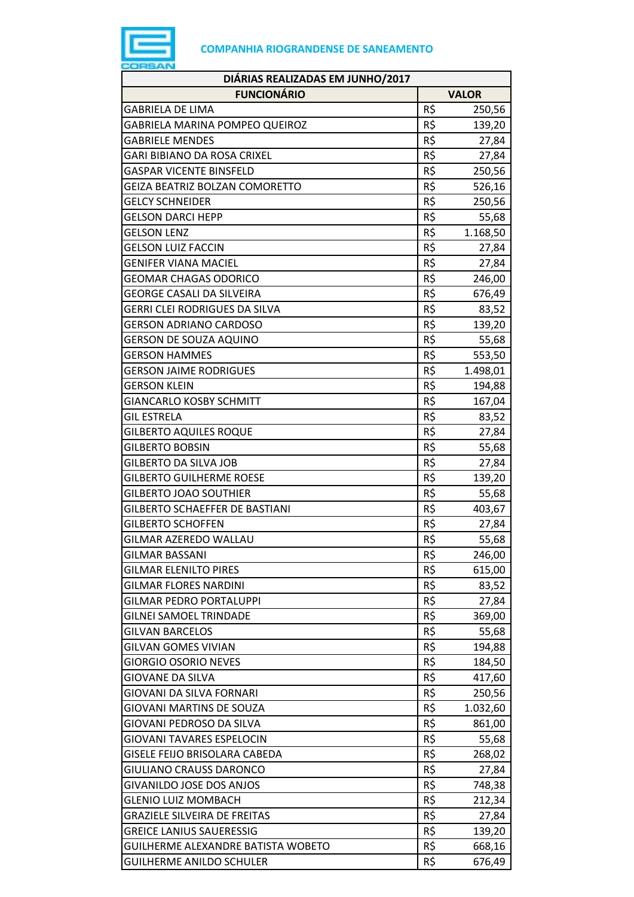**COMPANHIA RIOGRANDENSE DE SANEAMENTO**

| DIÁRIAS REALIZADAS EM JUNHO/2017 | |
|---|---|
| **FUNCIONÁRIO** | **VALOR** |
| GABRIELA DE LIMA | R$ 250,56 |
| GABRIELA MARINA POMPEO QUEIROZ | R$ 139,20 |
| GABRIELE MENDES | R$ 27,84 |
| GARI BIBIANO DA ROSA CRIXEL | R$ 27,84 |
| GASPAR VICENTE BINSFELD | R$ 250,56 |
| GEIZA BEATRIZ BOLZAN COMORETTO | R$ 526,16 |
| GELCY SCHNEIDER | R$ 250,56 |
| GELSON DARCI HEPP | R$ 55,68 |
| GELSON LENZ | R$ 1.168,50 |
| GELSON LUIZ FACCIN | R$ 27,84 |
| GENIFER VIANA MACIEL | R$ 27,84 |
| GEOMAR CHAGAS ODORICO | R$ 246,00 |
| GEORGE CASALI DA SILVEIRA | R$ 676,49 |
| GERRI CLEI RODRIGUES DA SILVA | R$ 83,52 |
| GERSON ADRIANO CARDOSO | R$ 139,20 |
| GERSON DE SOUZA AQUINO | R$ 55,68 |
| GERSON HAMMES | R$ 553,50 |
| GERSON JAIME RODRIGUES | R$ 1.498,01 |
| GERSON KLEIN | R$ 194,88 |
| GIANCARLO KOSBY SCHMITT | R$ 167,04 |
| GIL ESTRELA | R$ 83,52 |
| GILBERTO AQUILES ROQUE | R$ 27,84 |
| GILBERTO BOBSIN | R$ 55,68 |
| GILBERTO DA SILVA JOB | R$ 27,84 |
| GILBERTO GUILHERME ROESE | R$ 139,20 |
| GILBERTO JOAO SOUTHIER | R$ 55,68 |
| GILBERTO SCHAEFFER DE BASTIANI | R$ 403,67 |
| GILBERTO SCHOFFEN | R$ 27,84 |
| GILMAR AZEREDO WALLAU | R$ 55,68 |
| GILMAR BASSANI | R$ 246,00 |
| GILMAR ELENILTO PIRES | R$ 615,00 |
| GILMAR FLORES NARDINI | R$ 83,52 |
| GILMAR PEDRO PORTALUPPI | R$ 27,84 |
| GILNEI SAMOEL TRINDADE | R$ 369,00 |
| GILVAN BARCELOS | R$ 55,68 |
| GILVAN GOMES VIVIAN | R$ 194,88 |
| GIORGIO OSORIO NEVES | R$ 184,50 |
| GIOVANE DA SILVA | R$ 417,60 |
| GIOVANI DA SILVA FORNARI | R$ 250,56 |
| GIOVANI MARTINS DE SOUZA | R$ 1.032,60 |
| GIOVANI PEDROSO DA SILVA | R$ 861,00 |
| GIOVANI TAVARES ESPELOCIN | R$ 55,68 |
| GISELE FEIJO BRISOLARA CABEDA | R$ 268,02 |
| GIULIANO CRAUSS DARONCO | R$ 27,84 |
| GIVANILDO JOSE DOS ANJOS | R$ 748,38 |
| GLENIO LUIZ MOMBACH | R$ 212,34 |
| GRAZIELE SILVEIRA DE FREITAS | R$ 27,84 |
| GREICE LANIUS SAUERESSIG | R$ 139,20 |
| GUILHERME ALEXANDRE BATISTA WOBETO | R$ 668,16 |
| GUILHERME ANILDO SCHULER | R$ 676,49 |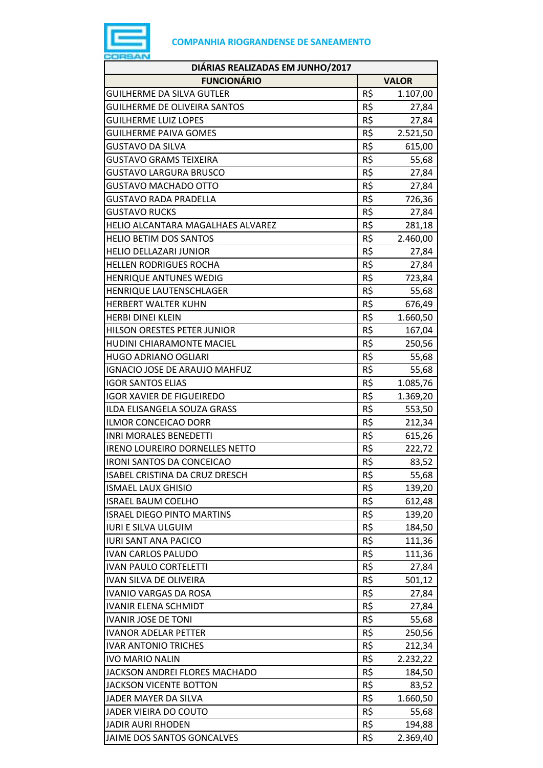**COMPANHIA RIOGRANDENSE DE SANEAMENTO**

| DIÁRIAS REALIZADAS EM JUNHO/2017 | | |
|---|---|---|
| **FUNCIONÁRIO** | **VALOR** | |
| GUILHERME DA SILVA GUTLER | R$ | 1.107,00 |
| GUILHERME DE OLIVEIRA SANTOS | R$ | 27,84 |
| GUILHERME LUIZ LOPES | R$ | 27,84 |
| GUILHERME PAIVA GOMES | R$ | 2.521,50 |
| GUSTAVO DA SILVA | R$ | 615,00 |
| GUSTAVO GRAMS TEIXEIRA | R$ | 55,68 |
| GUSTAVO LARGURA BRUSCO | R$ | 27,84 |
| GUSTAVO MACHADO OTTO | R$ | 27,84 |
| GUSTAVO RADA PRADELLA | R$ | 726,36 |
| GUSTAVO RUCKS | R$ | 27,84 |
| HELIO ALCANTARA MAGALHAES ALVAREZ | R$ | 281,18 |
| HELIO BETIM DOS SANTOS | R$ | 2.460,00 |
| HELIO DELLAZARI JUNIOR | R$ | 27,84 |
| HELLEN RODRIGUES ROCHA | R$ | 27,84 |
| HENRIQUE ANTUNES WEDIG | R$ | 723,84 |
| HENRIQUE LAUTENSCHLAGER | R$ | 55,68 |
| HERBERT WALTER KUHN | R$ | 676,49 |
| HERBI DINEI KLEIN | R$ | 1.660,50 |
| HILSON ORESTES PETER JUNIOR | R$ | 167,04 |
| HUDINI CHIARAMONTE MACIEL | R$ | 250,56 |
| HUGO ADRIANO OGLIARI | R$ | 55,68 |
| IGNACIO JOSE DE ARAUJO MAHFUZ | R$ | 55,68 |
| IGOR SANTOS ELIAS | R$ | 1.085,76 |
| IGOR XAVIER DE FIGUEIREDO | R$ | 1.369,20 |
| ILDA ELISANGELA SOUZA GRASS | R$ | 553,50 |
| ILMOR CONCEICAO DORR | R$ | 212,34 |
| INRI MORALES BENEDETTI | R$ | 615,26 |
| IRENO LOUREIRO DORNELLES NETTO | R$ | 222,72 |
| IRONI SANTOS DA CONCEICAO | R$ | 83,52 |
| ISABEL CRISTINA DA CRUZ DRESCH | R$ | 55,68 |
| ISMAEL LAUX GHISIO | R$ | 139,20 |
| ISRAEL BAUM COELHO | R$ | 612,48 |
| ISRAEL DIEGO PINTO MARTINS | R$ | 139,20 |
| IURI E SILVA ULGUIM | R$ | 184,50 |
| IURI SANT ANA PACICO | R$ | 111,36 |
| IVAN CARLOS PALUDO | R$ | 111,36 |
| IVAN PAULO CORTELETTI | R$ | 27,84 |
| IVAN SILVA DE OLIVEIRA | R$ | 501,12 |
| IVANIO VARGAS DA ROSA | R$ | 27,84 |
| IVANIR ELENA SCHMIDT | R$ | 27,84 |
| IVANIR JOSE DE TONI | R$ | 55,68 |
| IVANOR ADELAR PETTER | R$ | 250,56 |
| IVAR ANTONIO TRICHES | R$ | 212,34 |
| IVO MARIO NALIN | R$ | 2.232,22 |
| JACKSON ANDREI FLORES MACHADO | R$ | 184,50 |
| JACKSON VICENTE BOTTON | R$ | 83,52 |
| JADER MAYER DA SILVA | R$ | 1.660,50 |
| JADER VIEIRA DO COUTO | R$ | 55,68 |
| JADIR AURI RHODEN | R$ | 194,88 |
| JAIME DOS SANTOS GONCALVES | R$ | 2.369,40 |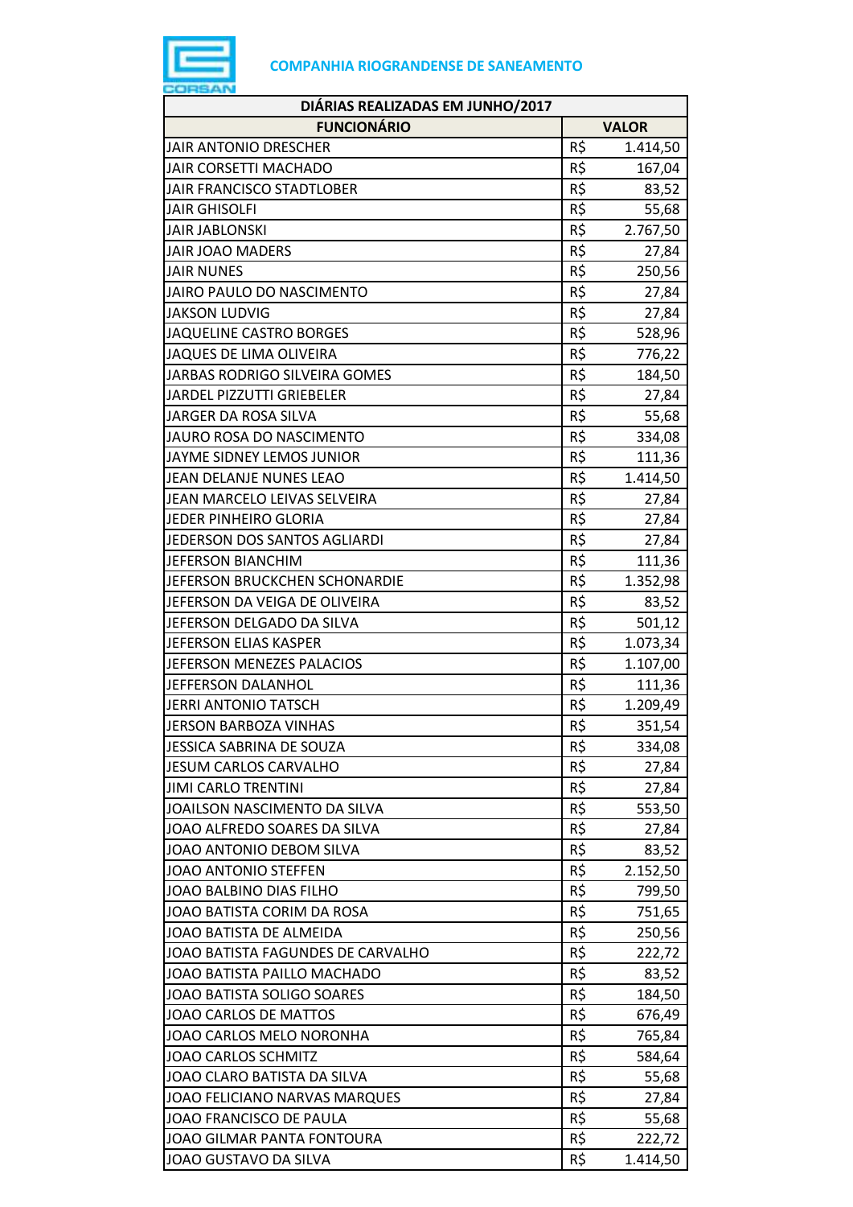COMPANHIA RIOGRANDENSE DE SANEAMENTO

| DIÁRIAS REALIZADAS EM JUNHO/2017 | | |
|---|---|---|
| **FUNCIONÁRIO** | **VALOR** | |
| JAIR ANTONIO DRESCHER | R$ | 1.414,50 |
| JAIR CORSETTI MACHADO | R$ | 167,04 |
| JAIR FRANCISCO STADTLOBER | R$ | 83,52 |
| JAIR GHISOLFI | R$ | 55,68 |
| JAIR JABLONSKI | R$ | 2.767,50 |
| JAIR JOAO MADERS | R$ | 27,84 |
| JAIR NUNES | R$ | 250,56 |
| JAIRO PAULO DO NASCIMENTO | R$ | 27,84 |
| JAKSON LUDVIG | R$ | 27,84 |
| JAQUELINE CASTRO BORGES | R$ | 528,96 |
| JAQUES DE LIMA OLIVEIRA | R$ | 776,22 |
| JARBAS RODRIGO SILVEIRA GOMES | R$ | 184,50 |
| JARDEL PIZZUTTI GRIEBELER | R$ | 27,84 |
| JARGER DA ROSA SILVA | R$ | 55,68 |
| JAURO ROSA DO NASCIMENTO | R$ | 334,08 |
| JAYME SIDNEY LEMOS JUNIOR | R$ | 111,36 |
| JEAN DELANJE NUNES LEAO | R$ | 1.414,50 |
| JEAN MARCELO LEIVAS SELVEIRA | R$ | 27,84 |
| JEDER PINHEIRO GLORIA | R$ | 27,84 |
| JEDERSON DOS SANTOS AGLIARDI | R$ | 27,84 |
| JEFERSON BIANCHIM | R$ | 111,36 |
| JEFERSON BRUCKCHEN SCHONARDIE | R$ | 1.352,98 |
| JEFERSON DA VEIGA DE OLIVEIRA | R$ | 83,52 |
| JEFERSON DELGADO DA SILVA | R$ | 501,12 |
| JEFERSON ELIAS KASPER | R$ | 1.073,34 |
| JEFERSON MENEZES PALACIOS | R$ | 1.107,00 |
| JEFFERSON DALANHOL | R$ | 111,36 |
| JERRI ANTONIO TATSCH | R$ | 1.209,49 |
| JERSON BARBOZA VINHAS | R$ | 351,54 |
| JESSICA SABRINA DE SOUZA | R$ | 334,08 |
| JESUM CARLOS CARVALHO | R$ | 27,84 |
| JIMI CARLO TRENTINI | R$ | 27,84 |
| JOAILSON NASCIMENTO DA SILVA | R$ | 553,50 |
| JOAO ALFREDO SOARES DA SILVA | R$ | 27,84 |
| JOAO ANTONIO DEBOM SILVA | R$ | 83,52 |
| JOAO ANTONIO STEFFEN | R$ | 2.152,50 |
| JOAO BALBINO DIAS FILHO | R$ | 799,50 |
| JOAO BATISTA CORIM DA ROSA | R$ | 751,65 |
| JOAO BATISTA DE ALMEIDA | R$ | 250,56 |
| JOAO BATISTA FAGUNDES DE CARVALHO | R$ | 222,72 |
| JOAO BATISTA PAILLO MACHADO | R$ | 83,52 |
| JOAO BATISTA SOLIGO SOARES | R$ | 184,50 |
| JOAO CARLOS DE MATTOS | R$ | 676,49 |
| JOAO CARLOS MELO NORONHA | R$ | 765,84 |
| JOAO CARLOS SCHMITZ | R$ | 584,64 |
| JOAO CLARO BATISTA DA SILVA | R$ | 55,68 |
| JOAO FELICIANO NARVAS MARQUES | R$ | 27,84 |
| JOAO FRANCISCO DE PAULA | R$ | 55,68 |
| JOAO GILMAR PANTA FONTOURA | R$ | 222,72 |
| JOAO GUSTAVO DA SILVA | R$ | 1.414,50 |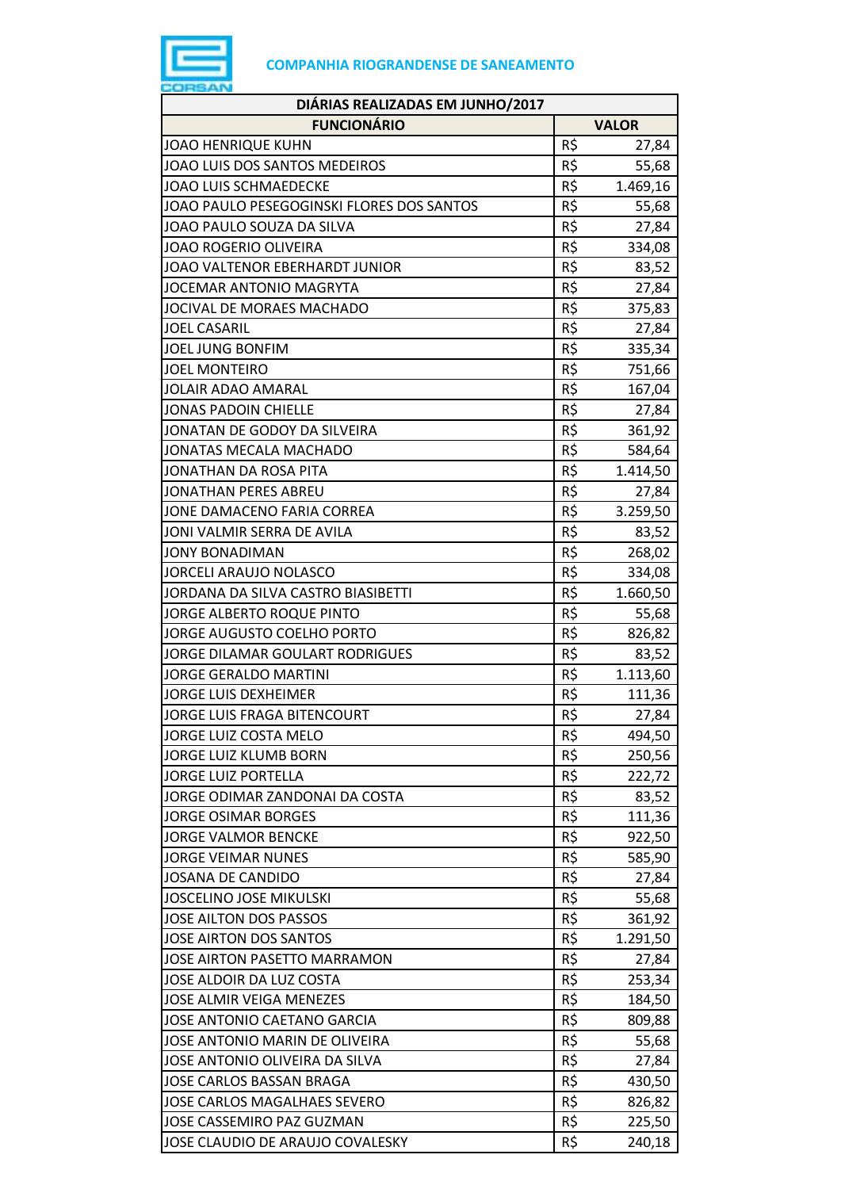COMPANHIA RIOGRANDENSE DE SANEAMENTO

| DIÁRIAS REALIZADAS EM JUNHO/2017 | | |
|---|---|---|
| **FUNCIONÁRIO** | **VALOR** | |
| JOAO HENRIQUE KUHN | R$ | 27,84 |
| JOAO LUIS DOS SANTOS MEDEIROS | R$ | 55,68 |
| JOAO LUIS SCHMAEDECKE | R$ | 1.469,16 |
| JOAO PAULO PESEGOGINSKI FLORES DOS SANTOS | R$ | 55,68 |
| JOAO PAULO SOUZA DA SILVA | R$ | 27,84 |
| JOAO ROGERIO OLIVEIRA | R$ | 334,08 |
| JOAO VALTENOR EBERHARDT JUNIOR | R$ | 83,52 |
| JOCEMAR ANTONIO MAGRYTA | R$ | 27,84 |
| JOCIVAL DE MORAES MACHADO | R$ | 375,83 |
| JOEL CASARIL | R$ | 27,84 |
| JOEL JUNG BONFIM | R$ | 335,34 |
| JOEL MONTEIRO | R$ | 751,66 |
| JOLAIR ADAO AMARAL | R$ | 167,04 |
| JONAS PADOIN CHIELLE | R$ | 27,84 |
| JONATAN DE GODOY DA SILVEIRA | R$ | 361,92 |
| JONATAS MECALA MACHADO | R$ | 584,64 |
| JONATHAN DA ROSA PITA | R$ | 1.414,50 |
| JONATHAN PERES ABREU | R$ | 27,84 |
| JONE DAMACENO FARIA CORREA | R$ | 3.259,50 |
| JONI VALMIR SERRA DE AVILA | R$ | 83,52 |
| JONY BONADIMAN | R$ | 268,02 |
| JORCELI ARAUJO NOLASCO | R$ | 334,08 |
| JORDANA DA SILVA CASTRO BIASIBETTI | R$ | 1.660,50 |
| JORGE ALBERTO ROQUE PINTO | R$ | 55,68 |
| JORGE AUGUSTO COELHO PORTO | R$ | 826,82 |
| JORGE DILAMAR GOULART RODRIGUES | R$ | 83,52 |
| JORGE GERALDO MARTINI | R$ | 1.113,60 |
| JORGE LUIS DEXHEIMER | R$ | 111,36 |
| JORGE LUIS FRAGA BITENCOURT | R$ | 27,84 |
| JORGE LUIZ COSTA MELO | R$ | 494,50 |
| JORGE LUIZ KLUMB BORN | R$ | 250,56 |
| JORGE LUIZ PORTELLA | R$ | 222,72 |
| JORGE ODIMAR ZANDONAI DA COSTA | R$ | 83,52 |
| JORGE OSIMAR BORGES | R$ | 111,36 |
| JORGE VALMOR BENCKE | R$ | 922,50 |
| JORGE VEIMAR NUNES | R$ | 585,90 |
| JOSANA DE CANDIDO | R$ | 27,84 |
| JOSCELINO JOSE MIKULSKI | R$ | 55,68 |
| JOSE AILTON DOS PASSOS | R$ | 361,92 |
| JOSE AIRTON DOS SANTOS | R$ | 1.291,50 |
| JOSE AIRTON PASETTO MARRAMON | R$ | 27,84 |
| JOSE ALDOIR DA LUZ COSTA | R$ | 253,34 |
| JOSE ALMIR VEIGA MENEZES | R$ | 184,50 |
| JOSE ANTONIO CAETANO GARCIA | R$ | 809,88 |
| JOSE ANTONIO MARIN DE OLIVEIRA | R$ | 55,68 |
| JOSE ANTONIO OLIVEIRA DA SILVA | R$ | 27,84 |
| JOSE CARLOS BASSAN BRAGA | R$ | 430,50 |
| JOSE CARLOS MAGALHAES SEVERO | R$ | 826,82 |
| JOSE CASSEMIRO PAZ GUZMAN | R$ | 225,50 |
| JOSE CLAUDIO DE ARAUJO COVALESKY | R$ | 240,18 |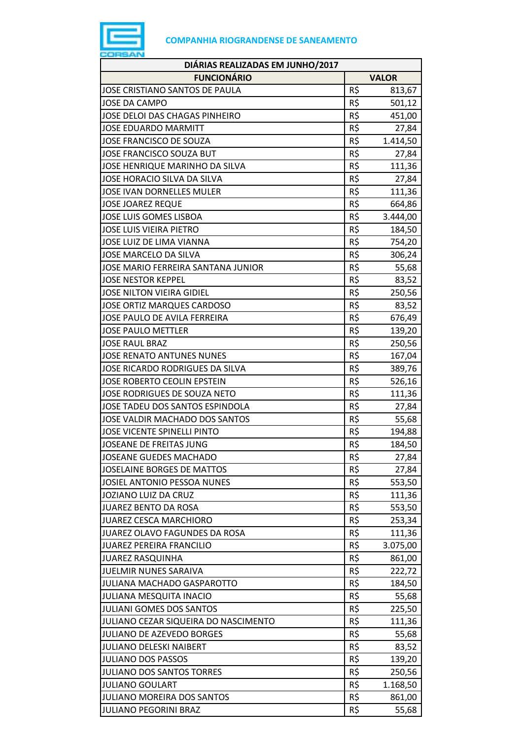**COMPANHIA RIOGRANDENSE DE SANEAMENTO**

| DIÁRIAS REALIZADAS EM JUNHO/2017 | | |
|---|---|---|
| **FUNCIONÁRIO** | **VALOR** | |
| JOSE CRISTIANO SANTOS DE PAULA | R$ | 813,67 |
| JOSE DA CAMPO | R$ | 501,12 |
| JOSE DELOI DAS CHAGAS PINHEIRO | R$ | 451,00 |
| JOSE EDUARDO MARMITT | R$ | 27,84 |
| JOSE FRANCISCO DE SOUZA | R$ | 1.414,50 |
| JOSE FRANCISCO SOUZA BUT | R$ | 27,84 |
| JOSE HENRIQUE MARINHO DA SILVA | R$ | 111,36 |
| JOSE HORACIO SILVA DA SILVA | R$ | 27,84 |
| JOSE IVAN DORNELLES MULER | R$ | 111,36 |
| JOSE JOAREZ REQUE | R$ | 664,86 |
| JOSE LUIS GOMES LISBOA | R$ | 3.444,00 |
| JOSE LUIS VIEIRA PIETRO | R$ | 184,50 |
| JOSE LUIZ DE LIMA VIANNA | R$ | 754,20 |
| JOSE MARCELO DA SILVA | R$ | 306,24 |
| JOSE MARIO FERREIRA SANTANA JUNIOR | R$ | 55,68 |
| JOSE NESTOR KEPPEL | R$ | 83,52 |
| JOSE NILTON VIEIRA GIDIEL | R$ | 250,56 |
| JOSE ORTIZ MARQUES CARDOSO | R$ | 83,52 |
| JOSE PAULO DE AVILA FERREIRA | R$ | 676,49 |
| JOSE PAULO METTLER | R$ | 139,20 |
| JOSE RAUL BRAZ | R$ | 250,56 |
| JOSE RENATO ANTUNES NUNES | R$ | 167,04 |
| JOSE RICARDO RODRIGUES DA SILVA | R$ | 389,76 |
| JOSE ROBERTO CEOLIN EPSTEIN | R$ | 526,16 |
| JOSE RODRIGUES DE SOUZA NETO | R$ | 111,36 |
| JOSE TADEU DOS SANTOS ESPINDOLA | R$ | 27,84 |
| JOSE VALDIR MACHADO DOS SANTOS | R$ | 55,68 |
| JOSE VICENTE SPINELLI PINTO | R$ | 194,88 |
| JOSEANE DE FREITAS JUNG | R$ | 184,50 |
| JOSEANE GUEDES MACHADO | R$ | 27,84 |
| JOSELAINE BORGES DE MATTOS | R$ | 27,84 |
| JOSIEL ANTONIO PESSOA NUNES | R$ | 553,50 |
| JOZIANO LUIZ DA CRUZ | R$ | 111,36 |
| JUAREZ BENTO DA ROSA | R$ | 553,50 |
| JUAREZ CESCA MARCHIORO | R$ | 253,34 |
| JUAREZ OLAVO FAGUNDES DA ROSA | R$ | 111,36 |
| JUAREZ PEREIRA FRANCILIO | R$ | 3.075,00 |
| JUAREZ RASQUINHA | R$ | 861,00 |
| JUELMIR NUNES SARAIVA | R$ | 222,72 |
| JULIANA MACHADO GASPAROTTO | R$ | 184,50 |
| JULIANA MESQUITA INACIO | R$ | 55,68 |
| JULIANI GOMES DOS SANTOS | R$ | 225,50 |
| JULIANO CEZAR SIQUEIRA DO NASCIMENTO | R$ | 111,36 |
| JULIANO DE AZEVEDO BORGES | R$ | 55,68 |
| JULIANO DELESKI NAIBERT | R$ | 83,52 |
| JULIANO DOS PASSOS | R$ | 139,20 |
| JULIANO DOS SANTOS TORRES | R$ | 250,56 |
| JULIANO GOULART | R$ | 1.168,50 |
| JULIANO MOREIRA DOS SANTOS | R$ | 861,00 |
| JULIANO PEGORINI BRAZ | R$ | 55,68 |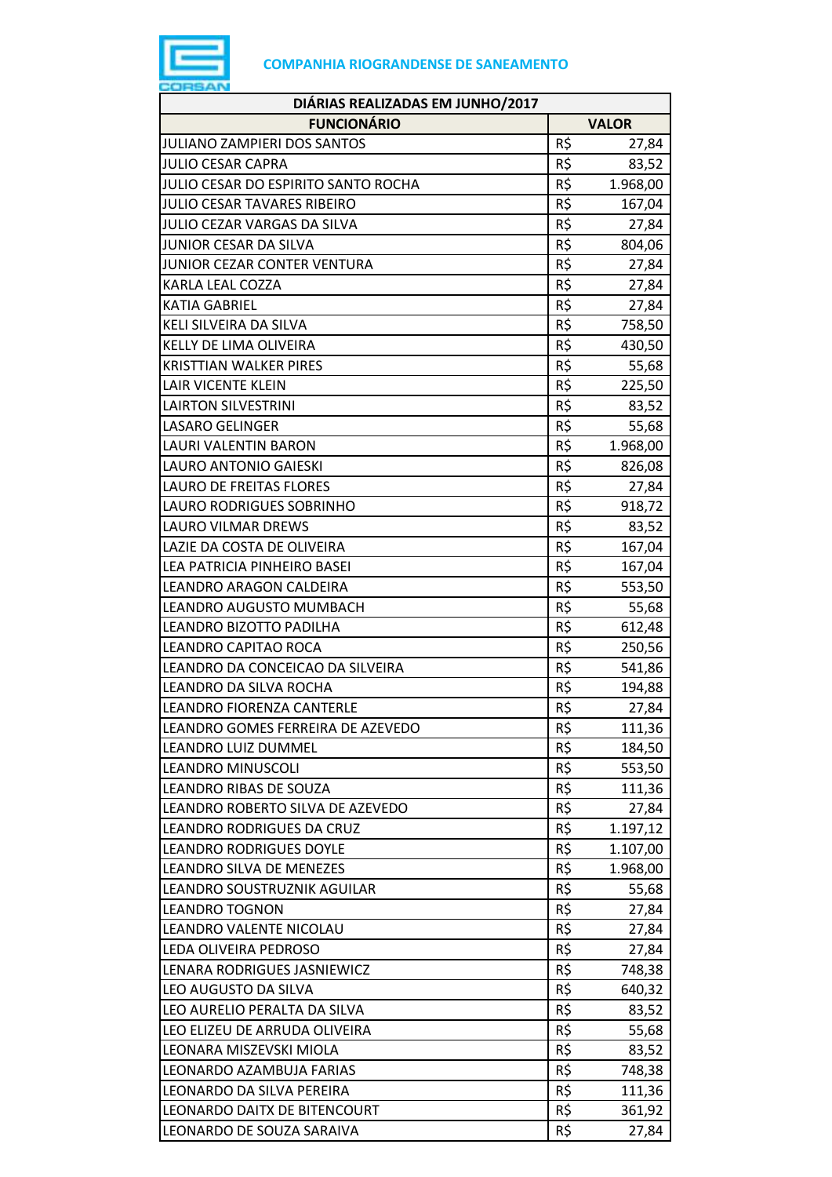**COMPANHIA RIOGRANDENSE DE SANEAMENTO**

| DIÁRIAS REALIZADAS EM JUNHO/2017 | | |
|---|---|---|
| **FUNCIONÁRIO** | **VALOR** | |
| JULIANO ZAMPIERI DOS SANTOS | R$ | 27,84 |
| JULIO CESAR CAPRA | R$ | 83,52 |
| JULIO CESAR DO ESPIRITO SANTO ROCHA | R$ | 1.968,00 |
| JULIO CESAR TAVARES RIBEIRO | R$ | 167,04 |
| JULIO CEZAR VARGAS DA SILVA | R$ | 27,84 |
| JUNIOR CESAR DA SILVA | R$ | 804,06 |
| JUNIOR CEZAR CONTER VENTURA | R$ | 27,84 |
| KARLA LEAL COZZA | R$ | 27,84 |
| KATIA GABRIEL | R$ | 27,84 |
| KELI SILVEIRA DA SILVA | R$ | 758,50 |
| KELLY DE LIMA OLIVEIRA | R$ | 430,50 |
| KRISTTIAN WALKER PIRES | R$ | 55,68 |
| LAIR VICENTE KLEIN | R$ | 225,50 |
| LAIRTON SILVESTRINI | R$ | 83,52 |
| LASARO GELINGER | R$ | 55,68 |
| LAURI VALENTIN BARON | R$ | 1.968,00 |
| LAURO ANTONIO GAIESKI | R$ | 826,08 |
| LAURO DE FREITAS FLORES | R$ | 27,84 |
| LAURO RODRIGUES SOBRINHO | R$ | 918,72 |
| LAURO VILMAR DREWS | R$ | 83,52 |
| LAZIE DA COSTA DE OLIVEIRA | R$ | 167,04 |
| LEA PATRICIA PINHEIRO BASEI | R$ | 167,04 |
| LEANDRO ARAGON CALDEIRA | R$ | 553,50 |
| LEANDRO AUGUSTO MUMBACH | R$ | 55,68 |
| LEANDRO BIZOTTO PADILHA | R$ | 612,48 |
| LEANDRO CAPITAO ROCA | R$ | 250,56 |
| LEANDRO DA CONCEICAO DA SILVEIRA | R$ | 541,86 |
| LEANDRO DA SILVA ROCHA | R$ | 194,88 |
| LEANDRO FIORENZA CANTERLE | R$ | 27,84 |
| LEANDRO GOMES FERREIRA DE AZEVEDO | R$ | 111,36 |
| LEANDRO LUIZ DUMMEL | R$ | 184,50 |
| LEANDRO MINUSCOLI | R$ | 553,50 |
| LEANDRO RIBAS DE SOUZA | R$ | 111,36 |
| LEANDRO ROBERTO SILVA DE AZEVEDO | R$ | 27,84 |
| LEANDRO RODRIGUES DA CRUZ | R$ | 1.197,12 |
| LEANDRO RODRIGUES DOYLE | R$ | 1.107,00 |
| LEANDRO SILVA DE MENEZES | R$ | 1.968,00 |
| LEANDRO SOUSTRUZNIK AGUILAR | R$ | 55,68 |
| LEANDRO TOGNON | R$ | 27,84 |
| LEANDRO VALENTE NICOLAU | R$ | 27,84 |
| LEDA OLIVEIRA PEDROSO | R$ | 27,84 |
| LENARA RODRIGUES JASNIEWICZ | R$ | 748,38 |
| LEO AUGUSTO DA SILVA | R$ | 640,32 |
| LEO AURELIO PERALTA DA SILVA | R$ | 83,52 |
| LEO ELIZEU DE ARRUDA OLIVEIRA | R$ | 55,68 |
| LEONARA MISZEVSKI MIOLA | R$ | 83,52 |
| LEONARDO AZAMBUJA FARIAS | R$ | 748,38 |
| LEONARDO DA SILVA PEREIRA | R$ | 111,36 |
| LEONARDO DAITX DE BITENCOURT | R$ | 361,92 |
| LEONARDO DE SOUZA SARAIVA | R$ | 27,84 |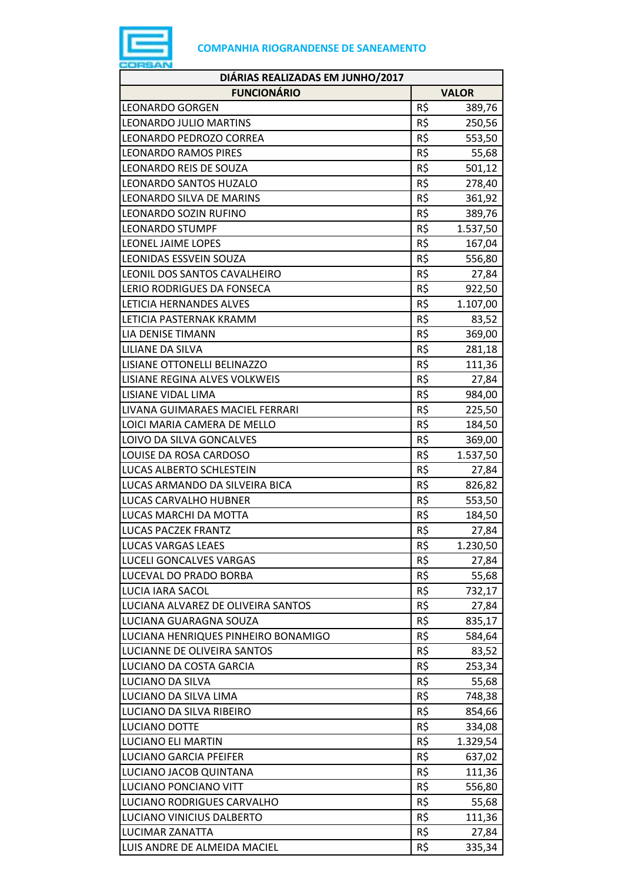COMPANHIA RIOGRANDENSE DE SANEAMENTO

| DIÁRIAS REALIZADAS EM JUNHO/2017 | |
|---|---|
| **FUNCIONÁRIO** | **VALOR** |
| LEONARDO GORGEN | R$ 389,76 |
| LEONARDO JULIO MARTINS | R$ 250,56 |
| LEONARDO PEDROZO CORREA | R$ 553,50 |
| LEONARDO RAMOS PIRES | R$ 55,68 |
| LEONARDO REIS DE SOUZA | R$ 501,12 |
| LEONARDO SANTOS HUZALO | R$ 278,40 |
| LEONARDO SILVA DE MARINS | R$ 361,92 |
| LEONARDO SOZIN RUFINO | R$ 389,76 |
| LEONARDO STUMPF | R$ 1.537,50 |
| LEONEL JAIME LOPES | R$ 167,04 |
| LEONIDAS ESSVEIN SOUZA | R$ 556,80 |
| LEONIL DOS SANTOS CAVALHEIRO | R$ 27,84 |
| LERIO RODRIGUES DA FONSECA | R$ 922,50 |
| LETICIA HERNANDES ALVES | R$ 1.107,00 |
| LETICIA PASTERNAK KRAMM | R$ 83,52 |
| LIA DENISE TIMANN | R$ 369,00 |
| LILIANE DA SILVA | R$ 281,18 |
| LISIANE OTTONELLI BELINAZZO | R$ 111,36 |
| LISIANE REGINA ALVES VOLKWEIS | R$ 27,84 |
| LISIANE VIDAL LIMA | R$ 984,00 |
| LIVANA GUIMARAES MACIEL FERRARI | R$ 225,50 |
| LOICI MARIA CAMERA DE MELLO | R$ 184,50 |
| LOIVO DA SILVA GONCALVES | R$ 369,00 |
| LOUISE DA ROSA CARDOSO | R$ 1.537,50 |
| LUCAS ALBERTO SCHLESTEIN | R$ 27,84 |
| LUCAS ARMANDO DA SILVEIRA BICA | R$ 826,82 |
| LUCAS CARVALHO HUBNER | R$ 553,50 |
| LUCAS MARCHI DA MOTTA | R$ 184,50 |
| LUCAS PACZEK FRANTZ | R$ 27,84 |
| LUCAS VARGAS LEAES | R$ 1.230,50 |
| LUCELI GONCALVES VARGAS | R$ 27,84 |
| LUCEVAL DO PRADO BORBA | R$ 55,68 |
| LUCIA IARA SACOL | R$ 732,17 |
| LUCIANA ALVAREZ DE OLIVEIRA SANTOS | R$ 27,84 |
| LUCIANA GUARAGNA SOUZA | R$ 835,17 |
| LUCIANA HENRIQUES PINHEIRO BONAMIGO | R$ 584,64 |
| LUCIANNE DE OLIVEIRA SANTOS | R$ 83,52 |
| LUCIANO DA COSTA GARCIA | R$ 253,34 |
| LUCIANO DA SILVA | R$ 55,68 |
| LUCIANO DA SILVA LIMA | R$ 748,38 |
| LUCIANO DA SILVA RIBEIRO | R$ 854,66 |
| LUCIANO DOTTE | R$ 334,08 |
| LUCIANO ELI MARTIN | R$ 1.329,54 |
| LUCIANO GARCIA PFEIFER | R$ 637,02 |
| LUCIANO JACOB QUINTANA | R$ 111,36 |
| LUCIANO PONCIANO VITT | R$ 556,80 |
| LUCIANO RODRIGUES CARVALHO | R$ 55,68 |
| LUCIANO VINICIUS DALBERTO | R$ 111,36 |
| LUCIMAR ZANATTA | R$ 27,84 |
| LUIS ANDRE DE ALMEIDA MACIEL | R$ 335,34 |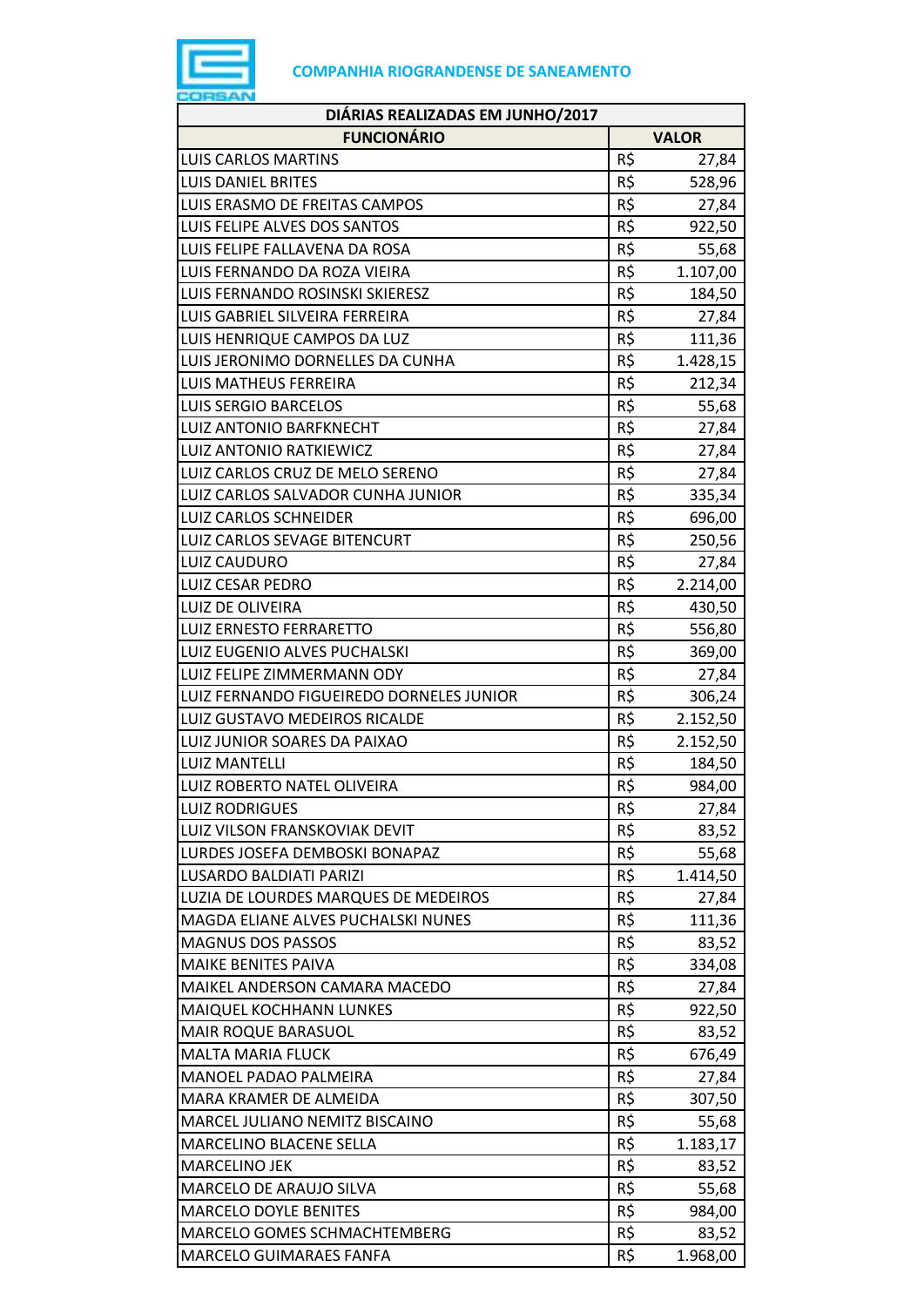**COMPANHIA RIOGRANDENSE DE SANEAMENTO**

| DIÁRIAS REALIZADAS EM JUNHO/2017 | | |
|---|---|---|
| **FUNCIONÁRIO** | **VALOR** | |
| LUIS CARLOS MARTINS | R$ | 27,84 |
| LUIS DANIEL BRITES | R$ | 528,96 |
| LUIS ERASMO DE FREITAS CAMPOS | R$ | 27,84 |
| LUIS FELIPE ALVES DOS SANTOS | R$ | 922,50 |
| LUIS FELIPE FALLAVENA DA ROSA | R$ | 55,68 |
| LUIS FERNANDO DA ROZA VIEIRA | R$ | 1.107,00 |
| LUIS FERNANDO ROSINSKI SKIERESZ | R$ | 184,50 |
| LUIS GABRIEL SILVEIRA FERREIRA | R$ | 27,84 |
| LUIS HENRIQUE CAMPOS DA LUZ | R$ | 111,36 |
| LUIS JERONIMO DORNELLES DA CUNHA | R$ | 1.428,15 |
| LUIS MATHEUS FERREIRA | R$ | 212,34 |
| LUIS SERGIO BARCELOS | R$ | 55,68 |
| LUIZ ANTONIO BARFKNECHT | R$ | 27,84 |
| LUIZ ANTONIO RATKIEWICZ | R$ | 27,84 |
| LUIZ CARLOS CRUZ DE MELO SERENO | R$ | 27,84 |
| LUIZ CARLOS SALVADOR CUNHA JUNIOR | R$ | 335,34 |
| LUIZ CARLOS SCHNEIDER | R$ | 696,00 |
| LUIZ CARLOS SEVAGE BITENCURT | R$ | 250,56 |
| LUIZ CAUDURO | R$ | 27,84 |
| LUIZ CESAR PEDRO | R$ | 2.214,00 |
| LUIZ DE OLIVEIRA | R$ | 430,50 |
| LUIZ ERNESTO FERRARETTO | R$ | 556,80 |
| LUIZ EUGENIO ALVES PUCHALSKI | R$ | 369,00 |
| LUIZ FELIPE ZIMMERMANN ODY | R$ | 27,84 |
| LUIZ FERNANDO FIGUEIREDO DORNELES JUNIOR | R$ | 306,24 |
| LUIZ GUSTAVO MEDEIROS RICALDE | R$ | 2.152,50 |
| LUIZ JUNIOR SOARES DA PAIXAO | R$ | 2.152,50 |
| LUIZ MANTELLI | R$ | 184,50 |
| LUIZ ROBERTO NATEL OLIVEIRA | R$ | 984,00 |
| LUIZ RODRIGUES | R$ | 27,84 |
| LUIZ VILSON FRANSKOVIAK DEVIT | R$ | 83,52 |
| LURDES JOSEFA DEMBOSKI BONAPAZ | R$ | 55,68 |
| LUSARDO BALDIATI PARIZI | R$ | 1.414,50 |
| LUZIA DE LOURDES MARQUES DE MEDEIROS | R$ | 27,84 |
| MAGDA ELIANE ALVES PUCHALSKI NUNES | R$ | 111,36 |
| MAGNUS DOS PASSOS | R$ | 83,52 |
| MAIKE BENITES PAIVA | R$ | 334,08 |
| MAIKEL ANDERSON CAMARA MACEDO | R$ | 27,84 |
| MAIQUEL KOCHHANN LUNKES | R$ | 922,50 |
| MAIR ROQUE BARASUOL | R$ | 83,52 |
| MALTA MARIA FLUCK | R$ | 676,49 |
| MANOEL PADAO PALMEIRA | R$ | 27,84 |
| MARA KRAMER DE ALMEIDA | R$ | 307,50 |
| MARCEL JULIANO NEMITZ BISCAINO | R$ | 55,68 |
| MARCELINO BLACENE SELLA | R$ | 1.183,17 |
| MARCELINO JEK | R$ | 83,52 |
| MARCELO DE ARAUJO SILVA | R$ | 55,68 |
| MARCELO DOYLE BENITES | R$ | 984,00 |
| MARCELO GOMES SCHMACHTEMBERG | R$ | 83,52 |
| MARCELO GUIMARAES FANFA | R$ | 1.968,00 |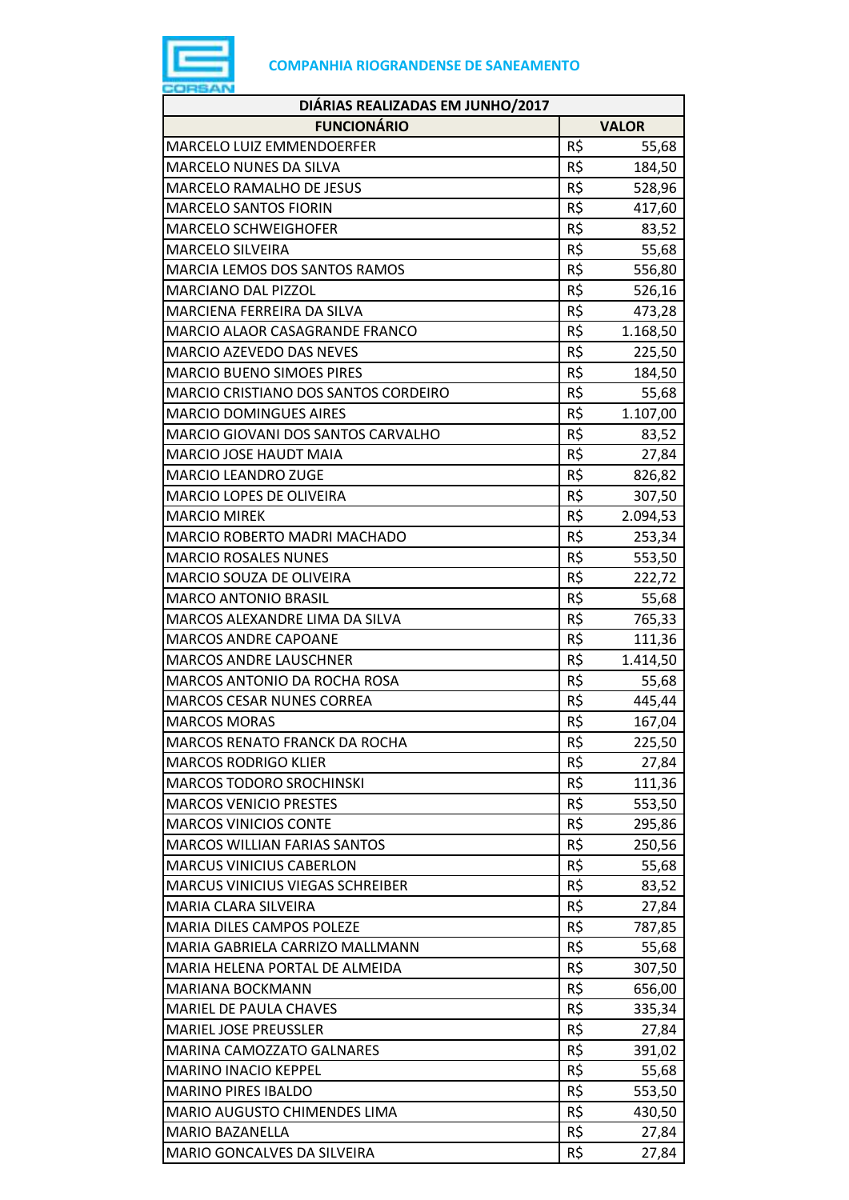**COMPANHIA RIOGRANDENSE DE SANEAMENTO**

| DIÁRIAS REALIZADAS EM JUNHO/2017 | |
|---|---|
| **FUNCIONÁRIO** | **VALOR** |
| MARCELO LUIZ EMMENDOERFER | R$ 55,68 |
| MARCELO NUNES DA SILVA | R$ 184,50 |
| MARCELO RAMALHO DE JESUS | R$ 528,96 |
| MARCELO SANTOS FIORIN | R$ 417,60 |
| MARCELO SCHWEIGHOFER | R$ 83,52 |
| MARCELO SILVEIRA | R$ 55,68 |
| MARCIA LEMOS DOS SANTOS RAMOS | R$ 556,80 |
| MARCIANO DAL PIZZOL | R$ 526,16 |
| MARCIENA FERREIRA DA SILVA | R$ 473,28 |
| MARCIO ALAOR CASAGRANDE FRANCO | R$ 1.168,50 |
| MARCIO AZEVEDO DAS NEVES | R$ 225,50 |
| MARCIO BUENO SIMOES PIRES | R$ 184,50 |
| MARCIO CRISTIANO DOS SANTOS CORDEIRO | R$ 55,68 |
| MARCIO DOMINGUES AIRES | R$ 1.107,00 |
| MARCIO GIOVANI DOS SANTOS CARVALHO | R$ 83,52 |
| MARCIO JOSE HAUDT MAIA | R$ 27,84 |
| MARCIO LEANDRO ZUGE | R$ 826,82 |
| MARCIO LOPES DE OLIVEIRA | R$ 307,50 |
| MARCIO MIREK | R$ 2.094,53 |
| MARCIO ROBERTO MADRI MACHADO | R$ 253,34 |
| MARCIO ROSALES NUNES | R$ 553,50 |
| MARCIO SOUZA DE OLIVEIRA | R$ 222,72 |
| MARCO ANTONIO BRASIL | R$ 55,68 |
| MARCOS ALEXANDRE LIMA DA SILVA | R$ 765,33 |
| MARCOS ANDRE CAPOANE | R$ 111,36 |
| MARCOS ANDRE LAUSCHNER | R$ 1.414,50 |
| MARCOS ANTONIO DA ROCHA ROSA | R$ 55,68 |
| MARCOS CESAR NUNES CORREA | R$ 445,44 |
| MARCOS MORAS | R$ 167,04 |
| MARCOS RENATO FRANCK DA ROCHA | R$ 225,50 |
| MARCOS RODRIGO KLIER | R$ 27,84 |
| MARCOS TODORO SROCHINSKI | R$ 111,36 |
| MARCOS VENICIO PRESTES | R$ 553,50 |
| MARCOS VINICIOS CONTE | R$ 295,86 |
| MARCOS WILLIAN FARIAS SANTOS | R$ 250,56 |
| MARCUS VINICIUS CABERLON | R$ 55,68 |
| MARCUS VINICIUS VIEGAS SCHREIBER | R$ 83,52 |
| MARIA CLARA SILVEIRA | R$ 27,84 |
| MARIA DILES CAMPOS POLEZE | R$ 787,85 |
| MARIA GABRIELA CARRIZO MALLMANN | R$ 55,68 |
| MARIA HELENA PORTAL DE ALMEIDA | R$ 307,50 |
| MARIANA BOCKMANN | R$ 656,00 |
| MARIEL DE PAULA CHAVES | R$ 335,34 |
| MARIEL JOSE PREUSSLER | R$ 27,84 |
| MARINA CAMOZZATO GALNARES | R$ 391,02 |
| MARINO INACIO KEPPEL | R$ 55,68 |
| MARINO PIRES IBALDO | R$ 553,50 |
| MARIO AUGUSTO CHIMENDES LIMA | R$ 430,50 |
| MARIO BAZANELLA | R$ 27,84 |
| MARIO GONCALVES DA SILVEIRA | R$ 27,84 |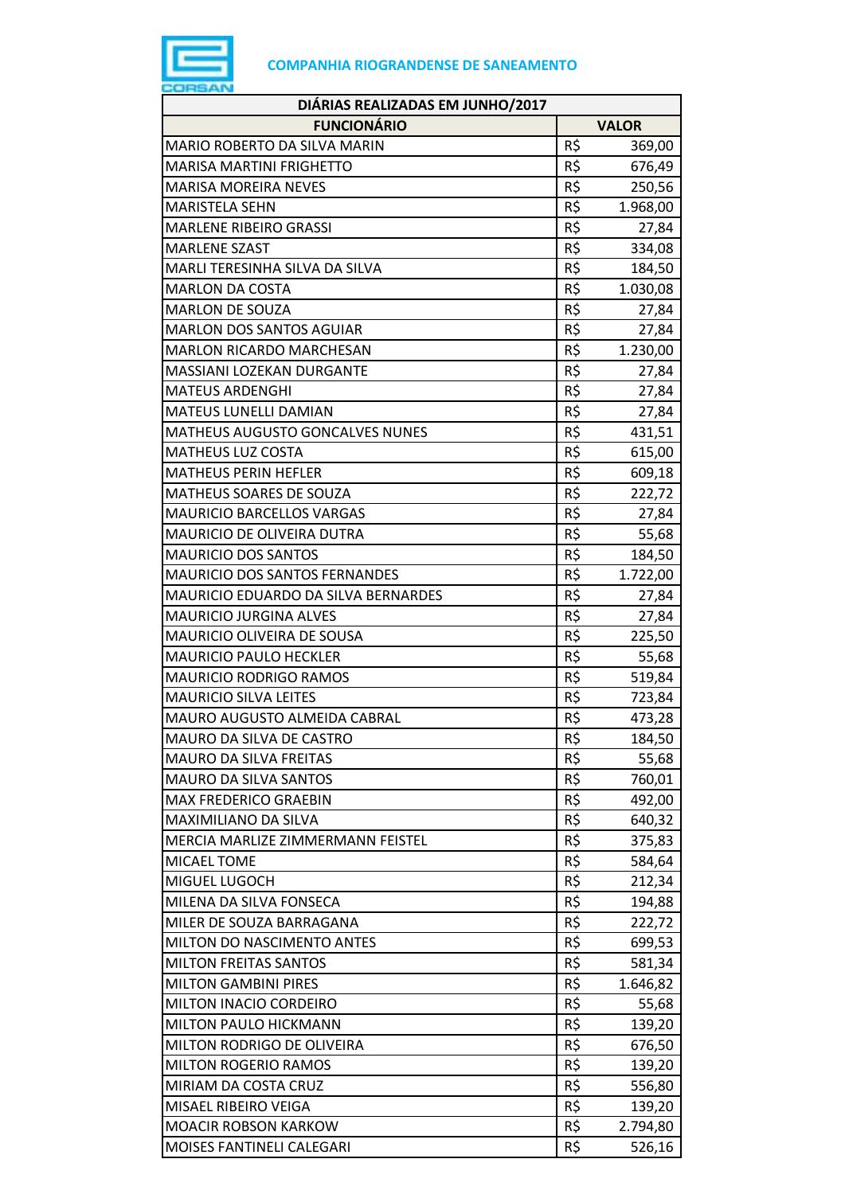**COMPANHIA RIOGRANDENSE DE SANEAMENTO**

| DIÁRIAS REALIZADAS EM JUNHO/2017 | |
|---|---|
| **FUNCIONÁRIO** | **VALOR** |
| MARIO ROBERTO DA SILVA MARIN | R$ 369,00 |
| MARISA MARTINI FRIGHETTO | R$ 676,49 |
| MARISA MOREIRA NEVES | R$ 250,56 |
| MARISTELA SEHN | R$ 1.968,00 |
| MARLENE RIBEIRO GRASSI | R$ 27,84 |
| MARLENE SZAST | R$ 334,08 |
| MARLI TERESINHA SILVA DA SILVA | R$ 184,50 |
| MARLON DA COSTA | R$ 1.030,08 |
| MARLON DE SOUZA | R$ 27,84 |
| MARLON DOS SANTOS AGUIAR | R$ 27,84 |
| MARLON RICARDO MARCHESAN | R$ 1.230,00 |
| MASSIANI LOZEKAN DURGANTE | R$ 27,84 |
| MATEUS ARDENGHI | R$ 27,84 |
| MATEUS LUNELLI DAMIAN | R$ 27,84 |
| MATHEUS AUGUSTO GONCALVES NUNES | R$ 431,51 |
| MATHEUS LUZ COSTA | R$ 615,00 |
| MATHEUS PERIN HEFLER | R$ 609,18 |
| MATHEUS SOARES DE SOUZA | R$ 222,72 |
| MAURICIO BARCELLOS VARGAS | R$ 27,84 |
| MAURICIO DE OLIVEIRA DUTRA | R$ 55,68 |
| MAURICIO DOS SANTOS | R$ 184,50 |
| MAURICIO DOS SANTOS FERNANDES | R$ 1.722,00 |
| MAURICIO EDUARDO DA SILVA BERNARDES | R$ 27,84 |
| MAURICIO JURGINA ALVES | R$ 27,84 |
| MAURICIO OLIVEIRA DE SOUSA | R$ 225,50 |
| MAURICIO PAULO HECKLER | R$ 55,68 |
| MAURICIO RODRIGO RAMOS | R$ 519,84 |
| MAURICIO SILVA LEITES | R$ 723,84 |
| MAURO AUGUSTO ALMEIDA CABRAL | R$ 473,28 |
| MAURO DA SILVA DE CASTRO | R$ 184,50 |
| MAURO DA SILVA FREITAS | R$ 55,68 |
| MAURO DA SILVA SANTOS | R$ 760,01 |
| MAX FREDERICO GRAEBIN | R$ 492,00 |
| MAXIMILIANO DA SILVA | R$ 640,32 |
| MERCIA MARLIZE ZIMMERMANN FEISTEL | R$ 375,83 |
| MICAEL TOME | R$ 584,64 |
| MIGUEL LUGOCH | R$ 212,34 |
| MILENA DA SILVA FONSECA | R$ 194,88 |
| MILER DE SOUZA BARRAGANA | R$ 222,72 |
| MILTON DO NASCIMENTO ANTES | R$ 699,53 |
| MILTON FREITAS SANTOS | R$ 581,34 |
| MILTON GAMBINI PIRES | R$ 1.646,82 |
| MILTON INACIO CORDEIRO | R$ 55,68 |
| MILTON PAULO HICKMANN | R$ 139,20 |
| MILTON RODRIGO DE OLIVEIRA | R$ 676,50 |
| MILTON ROGERIO RAMOS | R$ 139,20 |
| MIRIAM DA COSTA CRUZ | R$ 556,80 |
| MISAEL RIBEIRO VEIGA | R$ 139,20 |
| MOACIR ROBSON KARKOW | R$ 2.794,80 |
| MOISES FANTINELI CALEGARI | R$ 526,16 |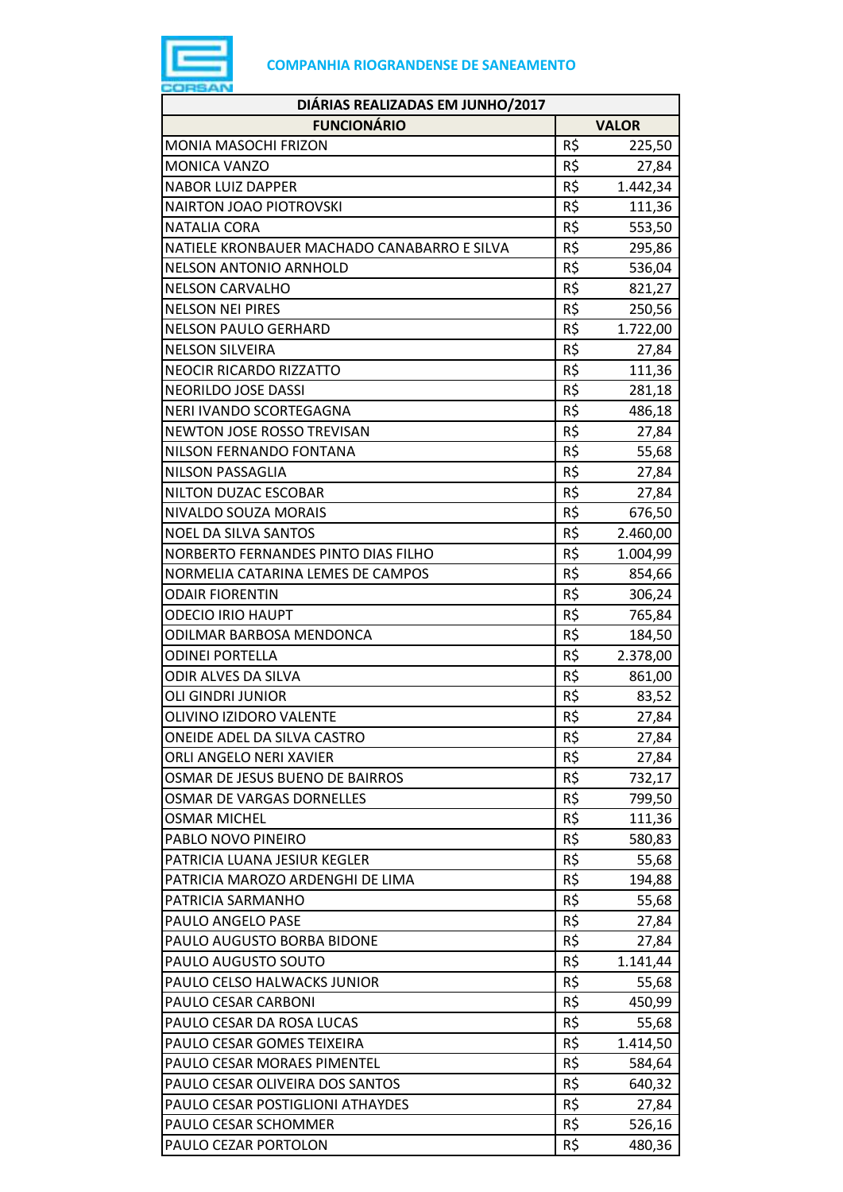**COMPANHIA RIOGRANDENSE DE SANEAMENTO**

| DIÁRIAS REALIZADAS EM JUNHO/2017 | | |
|---|---|---|
| **FUNCIONÁRIO** | **VALOR** | |
| MONIA MASOCHI FRIZON | R$ | 225,50 |
| MONICA VANZO | R$ | 27,84 |
| NABOR LUIZ DAPPER | R$ | 1.442,34 |
| NAIRTON JOAO PIOTROVSKI | R$ | 111,36 |
| NATALIA CORA | R$ | 553,50 |
| NATIELE KRONBAUER MACHADO CANABARRO E SILVA | R$ | 295,86 |
| NELSON ANTONIO ARNHOLD | R$ | 536,04 |
| NELSON CARVALHO | R$ | 821,27 |
| NELSON NEI PIRES | R$ | 250,56 |
| NELSON PAULO GERHARD | R$ | 1.722,00 |
| NELSON SILVEIRA | R$ | 27,84 |
| NEOCIR RICARDO RIZZATTO | R$ | 111,36 |
| NEORILDO JOSE DASSI | R$ | 281,18 |
| NERI IVANDO SCORTEGAGNA | R$ | 486,18 |
| NEWTON JOSE ROSSO TREVISAN | R$ | 27,84 |
| NILSON FERNANDO FONTANA | R$ | 55,68 |
| NILSON PASSAGLIA | R$ | 27,84 |
| NILTON DUZAC ESCOBAR | R$ | 27,84 |
| NIVALDO SOUZA MORAIS | R$ | 676,50 |
| NOEL DA SILVA SANTOS | R$ | 2.460,00 |
| NORBERTO FERNANDES PINTO DIAS FILHO | R$ | 1.004,99 |
| NORMELIA CATARINA LEMES DE CAMPOS | R$ | 854,66 |
| ODAIR FIORENTIN | R$ | 306,24 |
| ODECIO IRIO HAUPT | R$ | 765,84 |
| ODILMAR BARBOSA MENDONCA | R$ | 184,50 |
| ODINEI PORTELLA | R$ | 2.378,00 |
| ODIR ALVES DA SILVA | R$ | 861,00 |
| OLI GINDRI JUNIOR | R$ | 83,52 |
| OLIVINO IZIDORO VALENTE | R$ | 27,84 |
| ONEIDE ADEL DA SILVA CASTRO | R$ | 27,84 |
| ORLI ANGELO NERI XAVIER | R$ | 27,84 |
| OSMAR DE JESUS BUENO DE BAIRROS | R$ | 732,17 |
| OSMAR DE VARGAS DORNELLES | R$ | 799,50 |
| OSMAR MICHEL | R$ | 111,36 |
| PABLO NOVO PINEIRO | R$ | 580,83 |
| PATRICIA LUANA JESIUR KEGLER | R$ | 55,68 |
| PATRICIA MAROZO ARDENGHI DE LIMA | R$ | 194,88 |
| PATRICIA SARMANHO | R$ | 55,68 |
| PAULO ANGELO PASE | R$ | 27,84 |
| PAULO AUGUSTO BORBA BIDONE | R$ | 27,84 |
| PAULO AUGUSTO SOUTO | R$ | 1.141,44 |
| PAULO CELSO HALWACKS JUNIOR | R$ | 55,68 |
| PAULO CESAR CARBONI | R$ | 450,99 |
| PAULO CESAR DA ROSA LUCAS | R$ | 55,68 |
| PAULO CESAR GOMES TEIXEIRA | R$ | 1.414,50 |
| PAULO CESAR MORAES PIMENTEL | R$ | 584,64 |
| PAULO CESAR OLIVEIRA DOS SANTOS | R$ | 640,32 |
| PAULO CESAR POSTIGLIONI ATHAYDES | R$ | 27,84 |
| PAULO CESAR SCHOMMER | R$ | 526,16 |
| PAULO CEZAR PORTOLON | R$ | 480,36 |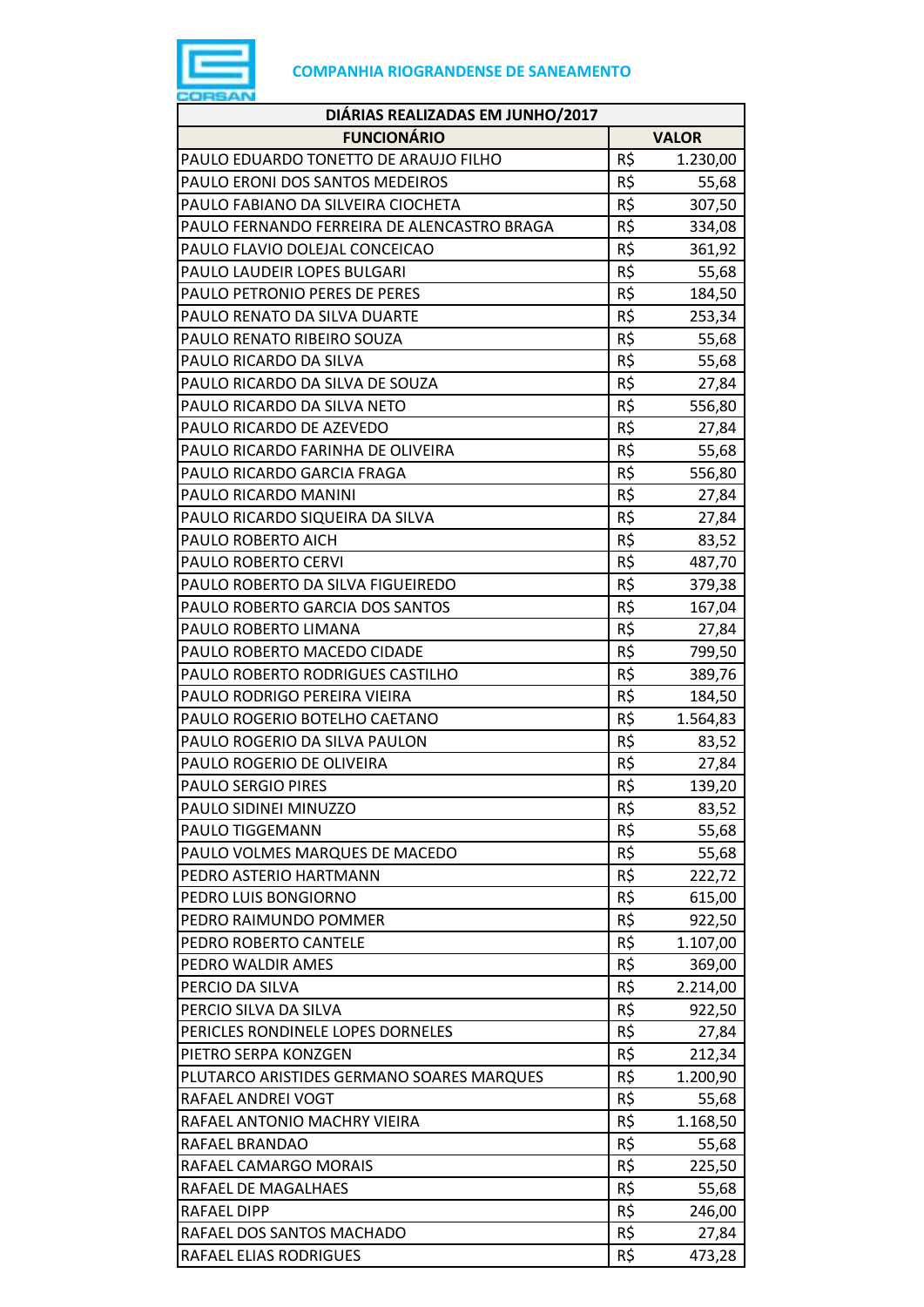**COMPANHIA RIOGRANDENSE DE SANEAMENTO**

| DIÁRIAS REALIZADAS EM JUNHO/2017 | | |
|---|---|---|
| **FUNCIONÁRIO** | **VALOR** | |
| PAULO EDUARDO TONETTO DE ARAUJO FILHO | R$ | 1.230,00 |
| PAULO ERONI DOS SANTOS MEDEIROS | R$ | 55,68 |
| PAULO FABIANO DA SILVEIRA CIOCHETA | R$ | 307,50 |
| PAULO FERNANDO FERREIRA DE ALENCASTRO BRAGA | R$ | 334,08 |
| PAULO FLAVIO DOLEJAL CONCEICAO | R$ | 361,92 |
| PAULO LAUDEIR LOPES BULGARI | R$ | 55,68 |
| PAULO PETRONIO PERES DE PERES | R$ | 184,50 |
| PAULO RENATO DA SILVA DUARTE | R$ | 253,34 |
| PAULO RENATO RIBEIRO SOUZA | R$ | 55,68 |
| PAULO RICARDO DA SILVA | R$ | 55,68 |
| PAULO RICARDO DA SILVA DE SOUZA | R$ | 27,84 |
| PAULO RICARDO DA SILVA NETO | R$ | 556,80 |
| PAULO RICARDO DE AZEVEDO | R$ | 27,84 |
| PAULO RICARDO FARINHA DE OLIVEIRA | R$ | 55,68 |
| PAULO RICARDO GARCIA FRAGA | R$ | 556,80 |
| PAULO RICARDO MANINI | R$ | 27,84 |
| PAULO RICARDO SIQUEIRA DA SILVA | R$ | 27,84 |
| PAULO ROBERTO AICH | R$ | 83,52 |
| PAULO ROBERTO CERVI | R$ | 487,70 |
| PAULO ROBERTO DA SILVA FIGUEIREDO | R$ | 379,38 |
| PAULO ROBERTO GARCIA DOS SANTOS | R$ | 167,04 |
| PAULO ROBERTO LIMANA | R$ | 27,84 |
| PAULO ROBERTO MACEDO CIDADE | R$ | 799,50 |
| PAULO ROBERTO RODRIGUES CASTILHO | R$ | 389,76 |
| PAULO RODRIGO PEREIRA VIEIRA | R$ | 184,50 |
| PAULO ROGERIO BOTELHO CAETANO | R$ | 1.564,83 |
| PAULO ROGERIO DA SILVA PAULON | R$ | 83,52 |
| PAULO ROGERIO DE OLIVEIRA | R$ | 27,84 |
| PAULO SERGIO PIRES | R$ | 139,20 |
| PAULO SIDINEI MINUZZO | R$ | 83,52 |
| PAULO TIGGEMANN | R$ | 55,68 |
| PAULO VOLMES MARQUES DE MACEDO | R$ | 55,68 |
| PEDRO ASTERIO HARTMANN | R$ | 222,72 |
| PEDRO LUIS BONGIORNO | R$ | 615,00 |
| PEDRO RAIMUNDO POMMER | R$ | 922,50 |
| PEDRO ROBERTO CANTELE | R$ | 1.107,00 |
| PEDRO WALDIR AMES | R$ | 369,00 |
| PERCIO DA SILVA | R$ | 2.214,00 |
| PERCIO SILVA DA SILVA | R$ | 922,50 |
| PERICLES RONDINELE LOPES DORNELES | R$ | 27,84 |
| PIETRO SERPA KONZGEN | R$ | 212,34 |
| PLUTARCO ARISTIDES GERMANO SOARES MARQUES | R$ | 1.200,90 |
| RAFAEL ANDREI VOGT | R$ | 55,68 |
| RAFAEL ANTONIO MACHRY VIEIRA | R$ | 1.168,50 |
| RAFAEL BRANDAO | R$ | 55,68 |
| RAFAEL CAMARGO MORAIS | R$ | 225,50 |
| RAFAEL DE MAGALHAES | R$ | 55,68 |
| RAFAEL DIPP | R$ | 246,00 |
| RAFAEL DOS SANTOS MACHADO | R$ | 27,84 |
| RAFAEL ELIAS RODRIGUES | R$ | 473,28 |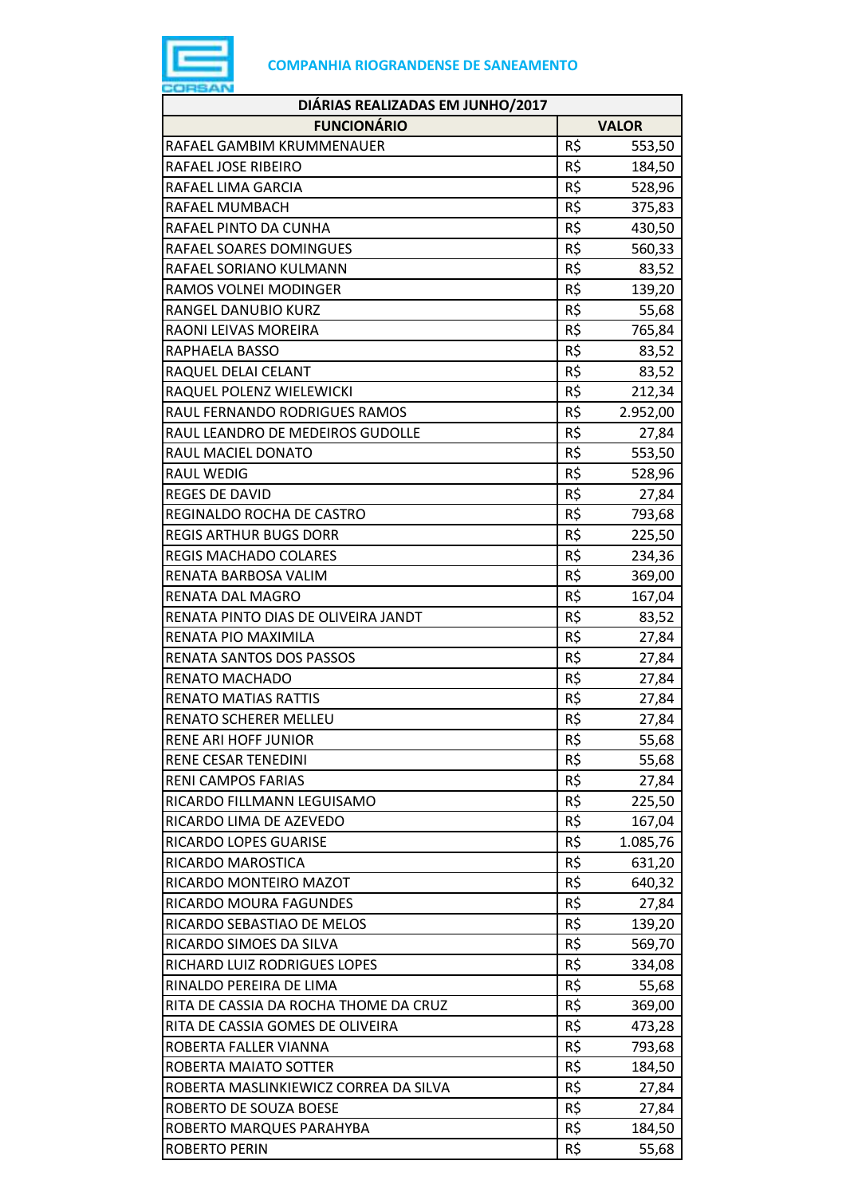**COMPANHIA RIOGRANDENSE DE SANEAMENTO**

| DIÁRIAS REALIZADAS EM JUNHO/2017 | |
|---|---|
| **FUNCIONÁRIO** | **VALOR** |
| RAFAEL GAMBIM KRUMMENAUER | R$ 553,50 |
| RAFAEL JOSE RIBEIRO | R$ 184,50 |
| RAFAEL LIMA GARCIA | R$ 528,96 |
| RAFAEL MUMBACH | R$ 375,83 |
| RAFAEL PINTO DA CUNHA | R$ 430,50 |
| RAFAEL SOARES DOMINGUES | R$ 560,33 |
| RAFAEL SORIANO KULMANN | R$ 83,52 |
| RAMOS VOLNEI MODINGER | R$ 139,20 |
| RANGEL DANUBIO KURZ | R$ 55,68 |
| RAONI LEIVAS MOREIRA | R$ 765,84 |
| RAPHAELA BASSO | R$ 83,52 |
| RAQUEL DELAI CELANT | R$ 83,52 |
| RAQUEL POLENZ WIELEWICKI | R$ 212,34 |
| RAUL FERNANDO RODRIGUES RAMOS | R$ 2.952,00 |
| RAUL LEANDRO DE MEDEIROS GUDOLLE | R$ 27,84 |
| RAUL MACIEL DONATO | R$ 553,50 |
| RAUL WEDIG | R$ 528,96 |
| REGES DE DAVID | R$ 27,84 |
| REGINALDO ROCHA DE CASTRO | R$ 793,68 |
| REGIS ARTHUR BUGS DORR | R$ 225,50 |
| REGIS MACHADO COLARES | R$ 234,36 |
| RENATA BARBOSA VALIM | R$ 369,00 |
| RENATA DAL MAGRO | R$ 167,04 |
| RENATA PINTO DIAS DE OLIVEIRA JANDT | R$ 83,52 |
| RENATA PIO MAXIMILA | R$ 27,84 |
| RENATA SANTOS DOS PASSOS | R$ 27,84 |
| RENATO MACHADO | R$ 27,84 |
| RENATO MATIAS RATTIS | R$ 27,84 |
| RENATO SCHERER MELLEU | R$ 27,84 |
| RENE ARI HOFF JUNIOR | R$ 55,68 |
| RENE CESAR TENEDINI | R$ 55,68 |
| RENI CAMPOS FARIAS | R$ 27,84 |
| RICARDO FILLMANN LEGUISAMO | R$ 225,50 |
| RICARDO LIMA DE AZEVEDO | R$ 167,04 |
| RICARDO LOPES GUARISE | R$ 1.085,76 |
| RICARDO MAROSTICA | R$ 631,20 |
| RICARDO MONTEIRO MAZOT | R$ 640,32 |
| RICARDO MOURA FAGUNDES | R$ 27,84 |
| RICARDO SEBASTIAO DE MELOS | R$ 139,20 |
| RICARDO SIMOES DA SILVA | R$ 569,70 |
| RICHARD LUIZ RODRIGUES LOPES | R$ 334,08 |
| RINALDO PEREIRA DE LIMA | R$ 55,68 |
| RITA DE CASSIA DA ROCHA THOME DA CRUZ | R$ 369,00 |
| RITA DE CASSIA GOMES DE OLIVEIRA | R$ 473,28 |
| ROBERTA FALLER VIANNA | R$ 793,68 |
| ROBERTA MAIATO SOTTER | R$ 184,50 |
| ROBERTA MASLINKIEWICZ CORREA DA SILVA | R$ 27,84 |
| ROBERTO DE SOUZA BOESE | R$ 27,84 |
| ROBERTO MARQUES PARAHYBA | R$ 184,50 |
| ROBERTO PERIN | R$ 55,68 |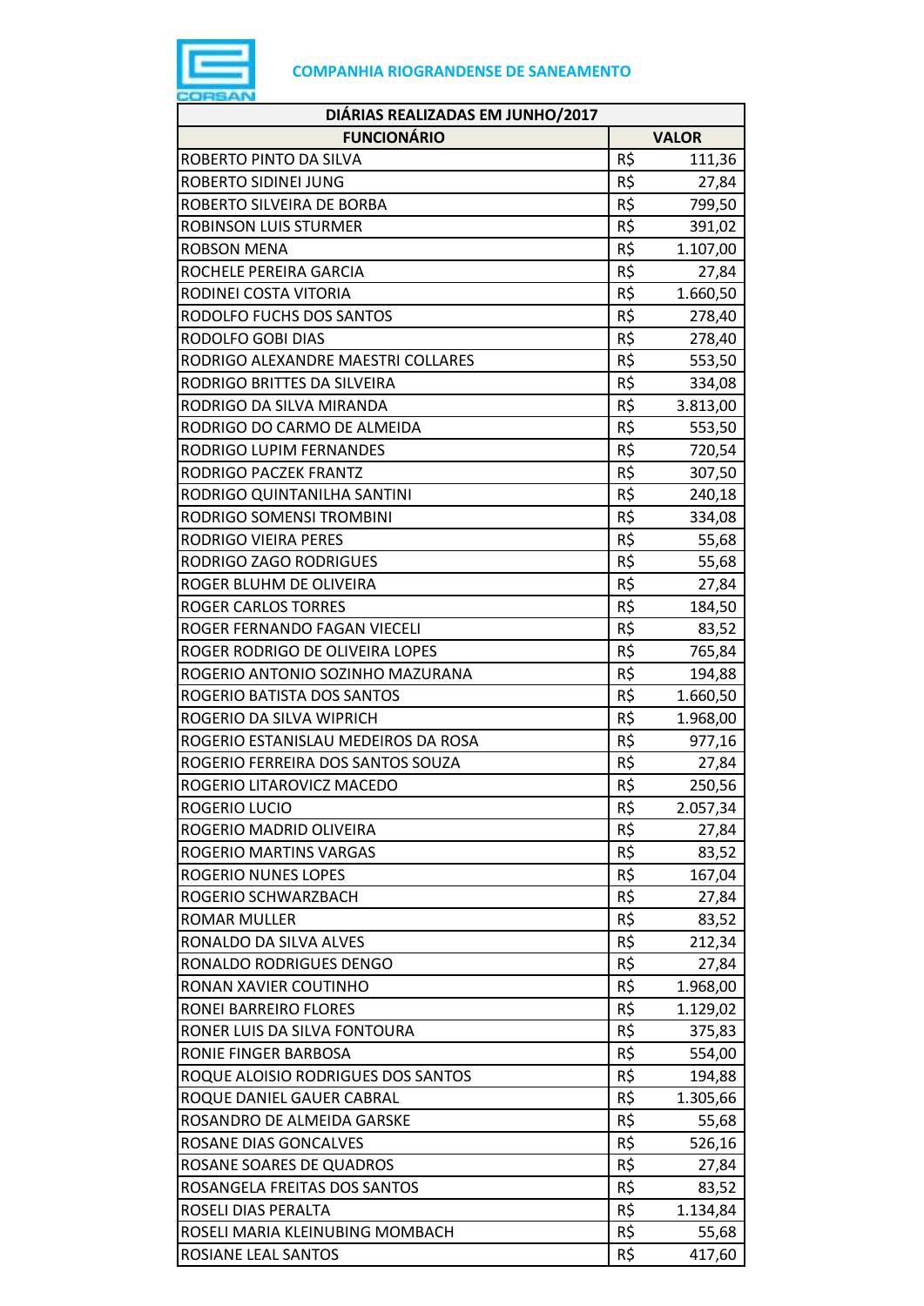**COMPANHIA RIOGRANDENSE DE SANEAMENTO**

| DIÁRIAS REALIZADAS EM JUNHO/2017 | | |
|---|---|---|
| **FUNCIONÁRIO** | **VALOR** | |
| ROBERTO PINTO DA SILVA | R$ | 111,36 |
| ROBERTO SIDINEI JUNG | R$ | 27,84 |
| ROBERTO SILVEIRA DE BORBA | R$ | 799,50 |
| ROBINSON LUIS STURMER | R$ | 391,02 |
| ROBSON MENA | R$ | 1.107,00 |
| ROCHELE PEREIRA GARCIA | R$ | 27,84 |
| RODINEI COSTA VITORIA | R$ | 1.660,50 |
| RODOLFO FUCHS DOS SANTOS | R$ | 278,40 |
| RODOLFO GOBI DIAS | R$ | 278,40 |
| RODRIGO ALEXANDRE MAESTRI COLLARES | R$ | 553,50 |
| RODRIGO BRITTES DA SILVEIRA | R$ | 334,08 |
| RODRIGO DA SILVA MIRANDA | R$ | 3.813,00 |
| RODRIGO DO CARMO DE ALMEIDA | R$ | 553,50 |
| RODRIGO LUPIM FERNANDES | R$ | 720,54 |
| RODRIGO PACZEK FRANTZ | R$ | 307,50 |
| RODRIGO QUINTANILHA SANTINI | R$ | 240,18 |
| RODRIGO SOMENSI TROMBINI | R$ | 334,08 |
| RODRIGO VIEIRA PERES | R$ | 55,68 |
| RODRIGO ZAGO RODRIGUES | R$ | 55,68 |
| ROGER BLUHM DE OLIVEIRA | R$ | 27,84 |
| ROGER CARLOS TORRES | R$ | 184,50 |
| ROGER FERNANDO FAGAN VIECELI | R$ | 83,52 |
| ROGER RODRIGO DE OLIVEIRA LOPES | R$ | 765,84 |
| ROGERIO ANTONIO SOZINHO MAZURANA | R$ | 194,88 |
| ROGERIO BATISTA DOS SANTOS | R$ | 1.660,50 |
| ROGERIO DA SILVA WIPRICH | R$ | 1.968,00 |
| ROGERIO ESTANISLAU MEDEIROS DA ROSA | R$ | 977,16 |
| ROGERIO FERREIRA DOS SANTOS SOUZA | R$ | 27,84 |
| ROGERIO LITAROVICZ MACEDO | R$ | 250,56 |
| ROGERIO LUCIO | R$ | 2.057,34 |
| ROGERIO MADRID OLIVEIRA | R$ | 27,84 |
| ROGERIO MARTINS VARGAS | R$ | 83,52 |
| ROGERIO NUNES LOPES | R$ | 167,04 |
| ROGERIO SCHWARZBACH | R$ | 27,84 |
| ROMAR MULLER | R$ | 83,52 |
| RONALDO DA SILVA ALVES | R$ | 212,34 |
| RONALDO RODRIGUES DENGO | R$ | 27,84 |
| RONAN XAVIER COUTINHO | R$ | 1.968,00 |
| RONEI BARREIRO FLORES | R$ | 1.129,02 |
| RONER LUIS DA SILVA FONTOURA | R$ | 375,83 |
| RONIE FINGER BARBOSA | R$ | 554,00 |
| ROQUE ALOISIO RODRIGUES DOS SANTOS | R$ | 194,88 |
| ROQUE DANIEL GAUER CABRAL | R$ | 1.305,66 |
| ROSANDRO DE ALMEIDA GARSKE | R$ | 55,68 |
| ROSANE DIAS GONCALVES | R$ | 526,16 |
| ROSANE SOARES DE QUADROS | R$ | 27,84 |
| ROSANGELA FREITAS DOS SANTOS | R$ | 83,52 |
| ROSELI DIAS PERALTA | R$ | 1.134,84 |
| ROSELI MARIA KLEINUBING MOMBACH | R$ | 55,68 |
| ROSIANE LEAL SANTOS | R$ | 417,60 |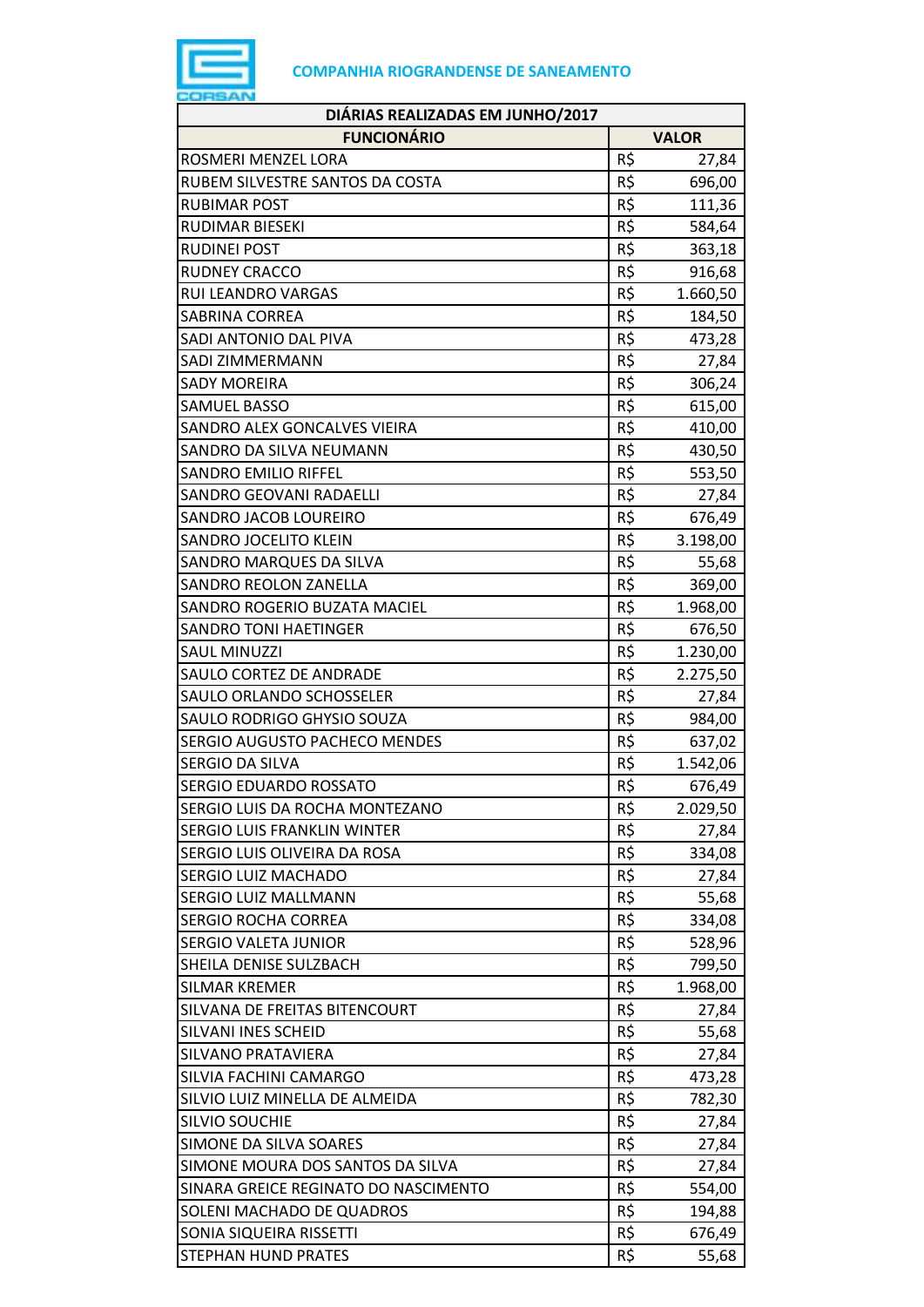COMPANHIA RIOGRANDENSE DE SANEAMENTO

| DIÁRIAS REALIZADAS EM JUNHO/2017 | | |
|---|---|---|
| **FUNCIONÁRIO** | **VALOR** | |
| ROSMERI MENZEL LORA | R$ | 27,84 |
| RUBEM SILVESTRE SANTOS DA COSTA | R$ | 696,00 |
| RUBIMAR POST | R$ | 111,36 |
| RUDIMAR BIESEKI | R$ | 584,64 |
| RUDINEI POST | R$ | 363,18 |
| RUDNEY CRACCO | R$ | 916,68 |
| RUI LEANDRO VARGAS | R$ | 1.660,50 |
| SABRINA CORREA | R$ | 184,50 |
| SADI ANTONIO DAL PIVA | R$ | 473,28 |
| SADI ZIMMERMANN | R$ | 27,84 |
| SADY MOREIRA | R$ | 306,24 |
| SAMUEL BASSO | R$ | 615,00 |
| SANDRO ALEX GONCALVES VIEIRA | R$ | 410,00 |
| SANDRO DA SILVA NEUMANN | R$ | 430,50 |
| SANDRO EMILIO RIFFEL | R$ | 553,50 |
| SANDRO GEOVANI RADAELLI | R$ | 27,84 |
| SANDRO JACOB LOUREIRO | R$ | 676,49 |
| SANDRO JOCELITO KLEIN | R$ | 3.198,00 |
| SANDRO MARQUES DA SILVA | R$ | 55,68 |
| SANDRO REOLON ZANELLA | R$ | 369,00 |
| SANDRO ROGERIO BUZATA MACIEL | R$ | 1.968,00 |
| SANDRO TONI HAETINGER | R$ | 676,50 |
| SAUL MINUZZI | R$ | 1.230,00 |
| SAULO CORTEZ DE ANDRADE | R$ | 2.275,50 |
| SAULO ORLANDO SCHOSSELER | R$ | 27,84 |
| SAULO RODRIGO GHYSIO SOUZA | R$ | 984,00 |
| SERGIO AUGUSTO PACHECO MENDES | R$ | 637,02 |
| SERGIO DA SILVA | R$ | 1.542,06 |
| SERGIO EDUARDO ROSSATO | R$ | 676,49 |
| SERGIO LUIS DA ROCHA MONTEZANO | R$ | 2.029,50 |
| SERGIO LUIS FRANKLIN WINTER | R$ | 27,84 |
| SERGIO LUIS OLIVEIRA DA ROSA | R$ | 334,08 |
| SERGIO LUIZ MACHADO | R$ | 27,84 |
| SERGIO LUIZ MALLMANN | R$ | 55,68 |
| SERGIO ROCHA CORREA | R$ | 334,08 |
| SERGIO VALETA JUNIOR | R$ | 528,96 |
| SHEILA DENISE SULZBACH | R$ | 799,50 |
| SILMAR KREMER | R$ | 1.968,00 |
| SILVANA DE FREITAS BITENCOURT | R$ | 27,84 |
| SILVANI INES SCHEID | R$ | 55,68 |
| SILVANO PRATAVIERA | R$ | 27,84 |
| SILVIA FACHINI CAMARGO | R$ | 473,28 |
| SILVIO LUIZ MINELLA DE ALMEIDA | R$ | 782,30 |
| SILVIO SOUCHIE | R$ | 27,84 |
| SIMONE DA SILVA SOARES | R$ | 27,84 |
| SIMONE MOURA DOS SANTOS DA SILVA | R$ | 27,84 |
| SINARA GREICE REGINATO DO NASCIMENTO | R$ | 554,00 |
| SOLENI MACHADO DE QUADROS | R$ | 194,88 |
| SONIA SIQUEIRA RISSETTI | R$ | 676,49 |
| STEPHAN HUND PRATES | R$ | 55,68 |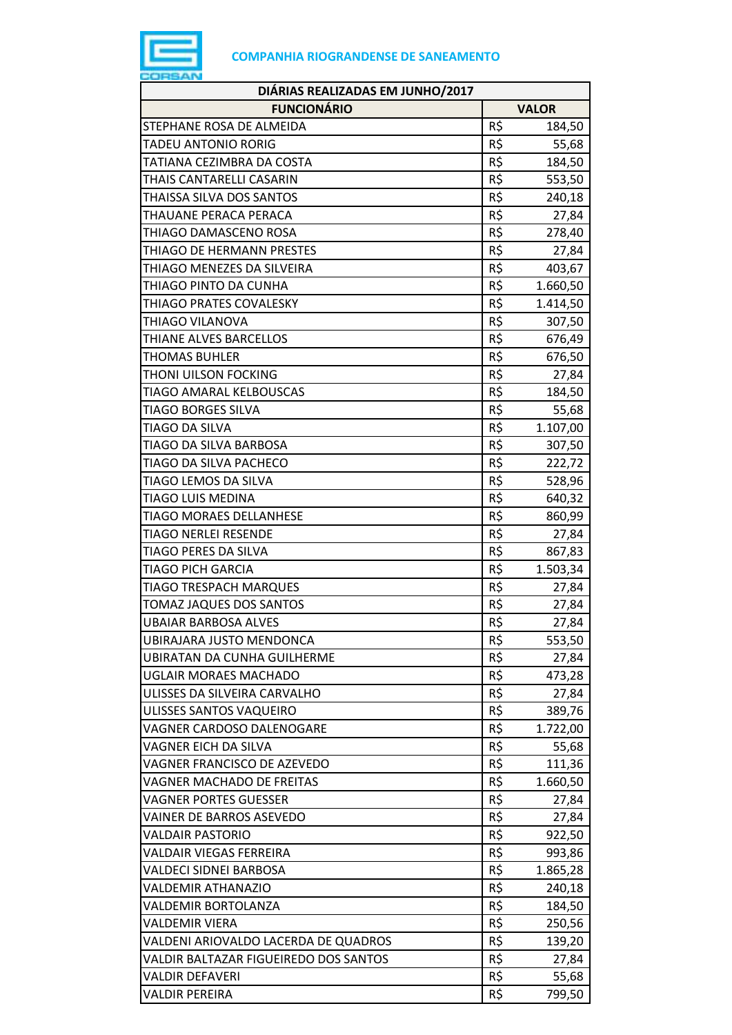**COMPANHIA RIOGRANDENSE DE SANEAMENTO**

| DIÁRIAS REALIZADAS EM JUNHO/2017 | | |
|---|---|---|
| **FUNCIONÁRIO** | **VALOR** | |
| STEPHANE ROSA DE ALMEIDA | R$ | 184,50 |
| TADEU ANTONIO RORIG | R$ | 55,68 |
| TATIANA CEZIMBRA DA COSTA | R$ | 184,50 |
| THAIS CANTARELLI CASARIN | R$ | 553,50 |
| THAISSA SILVA DOS SANTOS | R$ | 240,18 |
| THAUANE PERACA PERACA | R$ | 27,84 |
| THIAGO DAMASCENO ROSA | R$ | 278,40 |
| THIAGO DE HERMANN PRESTES | R$ | 27,84 |
| THIAGO MENEZES DA SILVEIRA | R$ | 403,67 |
| THIAGO PINTO DA CUNHA | R$ | 1.660,50 |
| THIAGO PRATES COVALESKY | R$ | 1.414,50 |
| THIAGO VILANOVA | R$ | 307,50 |
| THIANE ALVES BARCELLOS | R$ | 676,49 |
| THOMAS BUHLER | R$ | 676,50 |
| THONI UILSON FOCKING | R$ | 27,84 |
| TIAGO AMARAL KELBOUSCAS | R$ | 184,50 |
| TIAGO BORGES SILVA | R$ | 55,68 |
| TIAGO DA SILVA | R$ | 1.107,00 |
| TIAGO DA SILVA BARBOSA | R$ | 307,50 |
| TIAGO DA SILVA PACHECO | R$ | 222,72 |
| TIAGO LEMOS DA SILVA | R$ | 528,96 |
| TIAGO LUIS MEDINA | R$ | 640,32 |
| TIAGO MORAES DELLANHESE | R$ | 860,99 |
| TIAGO NERLEI RESENDE | R$ | 27,84 |
| TIAGO PERES DA SILVA | R$ | 867,83 |
| TIAGO PICH GARCIA | R$ | 1.503,34 |
| TIAGO TRESPACH MARQUES | R$ | 27,84 |
| TOMAZ JAQUES DOS SANTOS | R$ | 27,84 |
| UBAIAR BARBOSA ALVES | R$ | 27,84 |
| UBIRAJARA JUSTO MENDONCA | R$ | 553,50 |
| UBIRATAN DA CUNHA GUILHERME | R$ | 27,84 |
| UGLAIR MORAES MACHADO | R$ | 473,28 |
| ULISSES DA SILVEIRA CARVALHO | R$ | 27,84 |
| ULISSES SANTOS VAQUEIRO | R$ | 389,76 |
| VAGNER CARDOSO DALENOGARE | R$ | 1.722,00 |
| VAGNER EICH DA SILVA | R$ | 55,68 |
| VAGNER FRANCISCO DE AZEVEDO | R$ | 111,36 |
| VAGNER MACHADO DE FREITAS | R$ | 1.660,50 |
| VAGNER PORTES GUESSER | R$ | 27,84 |
| VAINER DE BARROS ASEVEDO | R$ | 27,84 |
| VALDAIR PASTORIO | R$ | 922,50 |
| VALDAIR VIEGAS FERREIRA | R$ | 993,86 |
| VALDECI SIDNEI BARBOSA | R$ | 1.865,28 |
| VALDEMIR ATHANAZIO | R$ | 240,18 |
| VALDEMIR BORTOLANZA | R$ | 184,50 |
| VALDEMIR VIERA | R$ | 250,56 |
| VALDENI ARIOVALDO LACERDA DE QUADROS | R$ | 139,20 |
| VALDIR BALTAZAR FIGUEIREDO DOS SANTOS | R$ | 27,84 |
| VALDIR DEFAVERI | R$ | 55,68 |
| VALDIR PEREIRA | R$ | 799,50 |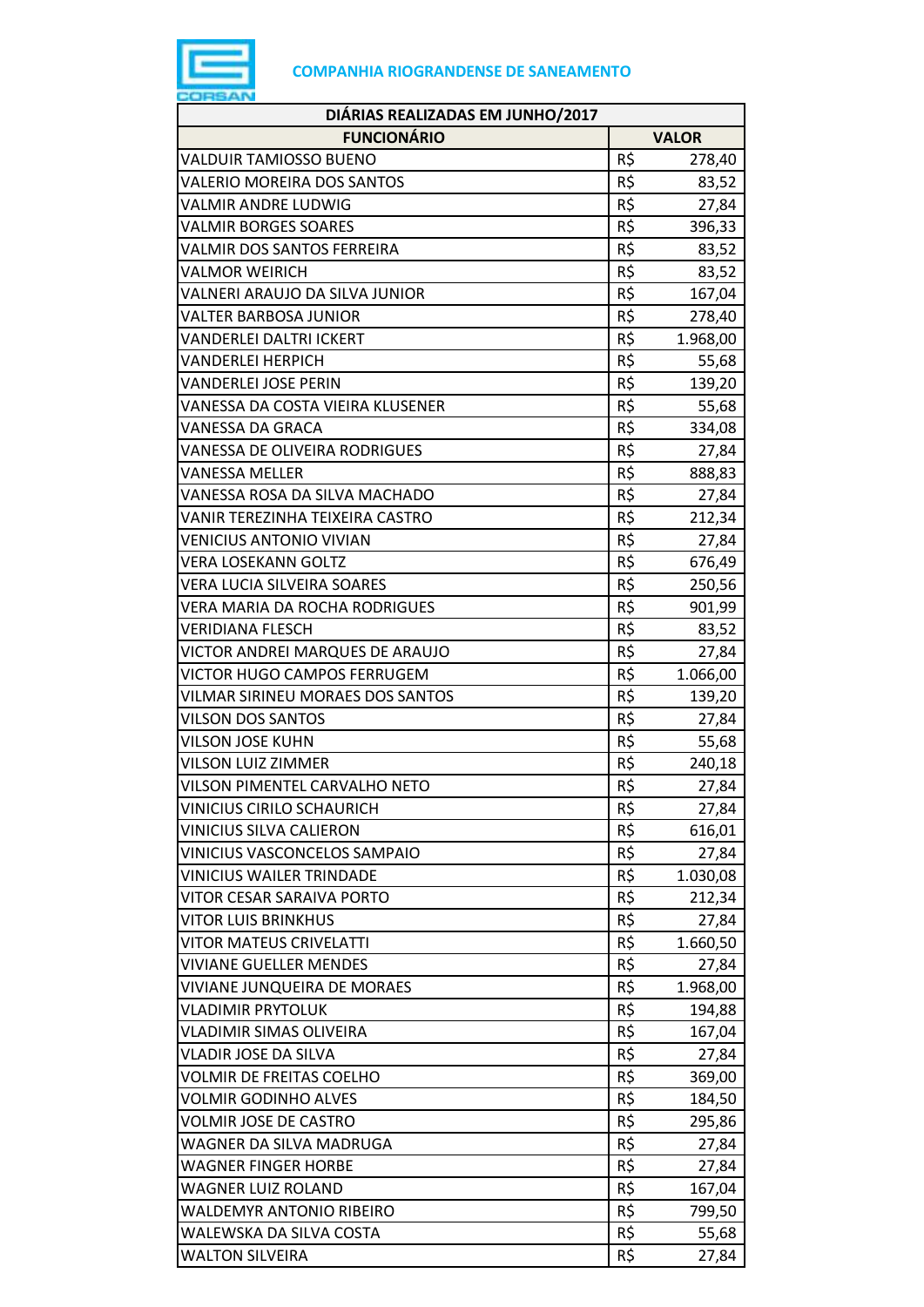**COMPANHIA RIOGRANDENSE DE SANEAMENTO**

| DIÁRIAS REALIZADAS EM JUNHO/2017 | | |
|---|---|---|
| **FUNCIONÁRIO** | **VALOR** | |
| VALDUIR TAMIOSSO BUENO | R$ | 278,40 |
| VALERIO MOREIRA DOS SANTOS | R$ | 83,52 |
| VALMIR ANDRE LUDWIG | R$ | 27,84 |
| VALMIR BORGES SOARES | R$ | 396,33 |
| VALMIR DOS SANTOS FERREIRA | R$ | 83,52 |
| VALMOR WEIRICH | R$ | 83,52 |
| VALNERI ARAUJO DA SILVA JUNIOR | R$ | 167,04 |
| VALTER BARBOSA JUNIOR | R$ | 278,40 |
| VANDERLEI DALTRI ICKERT | R$ | 1.968,00 |
| VANDERLEI HERPICH | R$ | 55,68 |
| VANDERLEI JOSE PERIN | R$ | 139,20 |
| VANESSA DA COSTA VIEIRA KLUSENER | R$ | 55,68 |
| VANESSA DA GRACA | R$ | 334,08 |
| VANESSA DE OLIVEIRA RODRIGUES | R$ | 27,84 |
| VANESSA MELLER | R$ | 888,83 |
| VANESSA ROSA DA SILVA MACHADO | R$ | 27,84 |
| VANIR TEREZINHA TEIXEIRA CASTRO | R$ | 212,34 |
| VENICIUS ANTONIO VIVIAN | R$ | 27,84 |
| VERA LOSEKANN GOLTZ | R$ | 676,49 |
| VERA LUCIA SILVEIRA SOARES | R$ | 250,56 |
| VERA MARIA DA ROCHA RODRIGUES | R$ | 901,99 |
| VERIDIANA FLESCH | R$ | 83,52 |
| VICTOR ANDREI MARQUES DE ARAUJO | R$ | 27,84 |
| VICTOR HUGO CAMPOS FERRUGEM | R$ | 1.066,00 |
| VILMAR SIRINEU MORAES DOS SANTOS | R$ | 139,20 |
| VILSON DOS SANTOS | R$ | 27,84 |
| VILSON JOSE KUHN | R$ | 55,68 |
| VILSON LUIZ ZIMMER | R$ | 240,18 |
| VILSON PIMENTEL CARVALHO NETO | R$ | 27,84 |
| VINICIUS CIRILO SCHAURICH | R$ | 27,84 |
| VINICIUS SILVA CALIERON | R$ | 616,01 |
| VINICIUS VASCONCELOS SAMPAIO | R$ | 27,84 |
| VINICIUS WAILER TRINDADE | R$ | 1.030,08 |
| VITOR CESAR SARAIVA PORTO | R$ | 212,34 |
| VITOR LUIS BRINKHUS | R$ | 27,84 |
| VITOR MATEUS CRIVELATTI | R$ | 1.660,50 |
| VIVIANE GUELLER MENDES | R$ | 27,84 |
| VIVIANE JUNQUEIRA DE MORAES | R$ | 1.968,00 |
| VLADIMIR PRYTOLUK | R$ | 194,88 |
| VLADIMIR SIMAS OLIVEIRA | R$ | 167,04 |
| VLADIR JOSE DA SILVA | R$ | 27,84 |
| VOLMIR DE FREITAS COELHO | R$ | 369,00 |
| VOLMIR GODINHO ALVES | R$ | 184,50 |
| VOLMIR JOSE DE CASTRO | R$ | 295,86 |
| WAGNER DA SILVA MADRUGA | R$ | 27,84 |
| WAGNER FINGER HORBE | R$ | 27,84 |
| WAGNER LUIZ ROLAND | R$ | 167,04 |
| WALDEMYR ANTONIO RIBEIRO | R$ | 799,50 |
| WALEWSKA DA SILVA COSTA | R$ | 55,68 |
| WALTON SILVEIRA | R$ | 27,84 |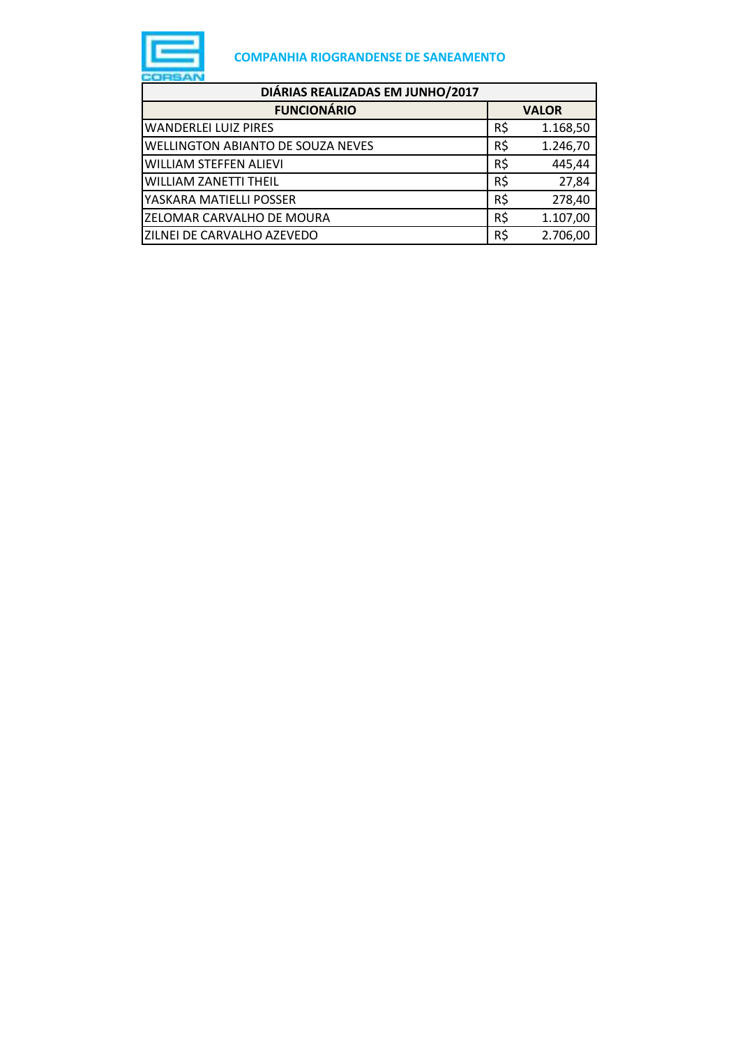COMPANHIA RIOGRANDENSE DE SANEAMENTO

| DIÁRIAS REALIZADAS EM JUNHO/2017 | | |
|---|---|---|
| **FUNCIONÁRIO** | **VALOR** | |
| WANDERLEI LUIZ PIRES | R$ | 1.168,50 |
| WELLINGTON ABIANTO DE SOUZA NEVES | R$ | 1.246,70 |
| WILLIAM STEFFEN ALIEVI | R$ | 445,44 |
| WILLIAM ZANETTI THEIL | R$ | 27,84 |
| YASKARA MATIELLI POSSER | R$ | 278,40 |
| ZELOMAR CARVALHO DE MOURA | R$ | 1.107,00 |
| ZILNEI DE CARVALHO AZEVEDO | R$ | 2.706,00 |